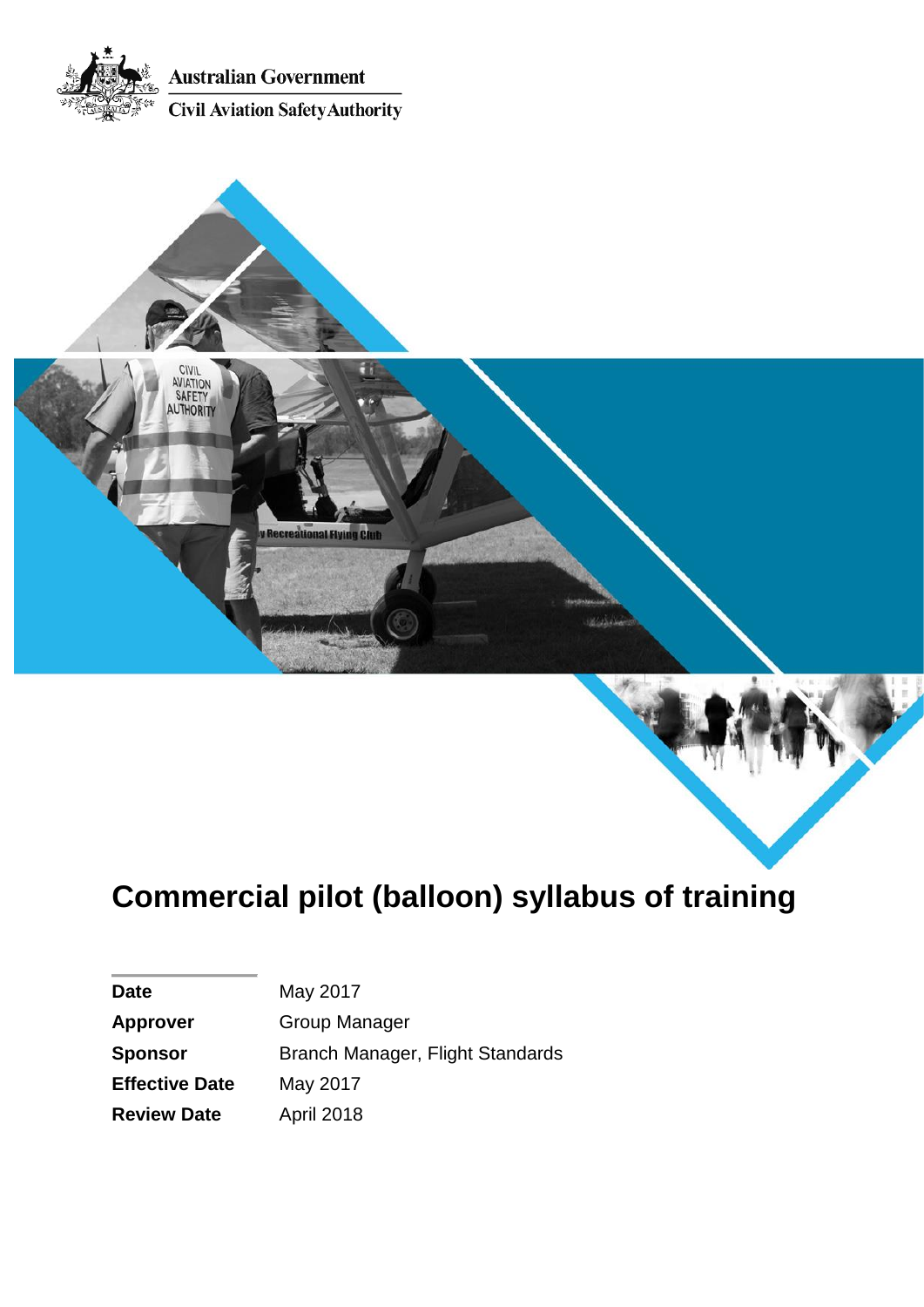Australian Government

Civil Aviation Safety Authority

# Commercial pilot (balloon) syllabus of training

| | |
|---|---|
| **Date** | May 2017 |
| **Approver** | Group Manager |
| **Sponsor** | Branch Manager, Flight Standards |
| **Effective Date** | May 2017 |
| **Review Date** | April 2018 |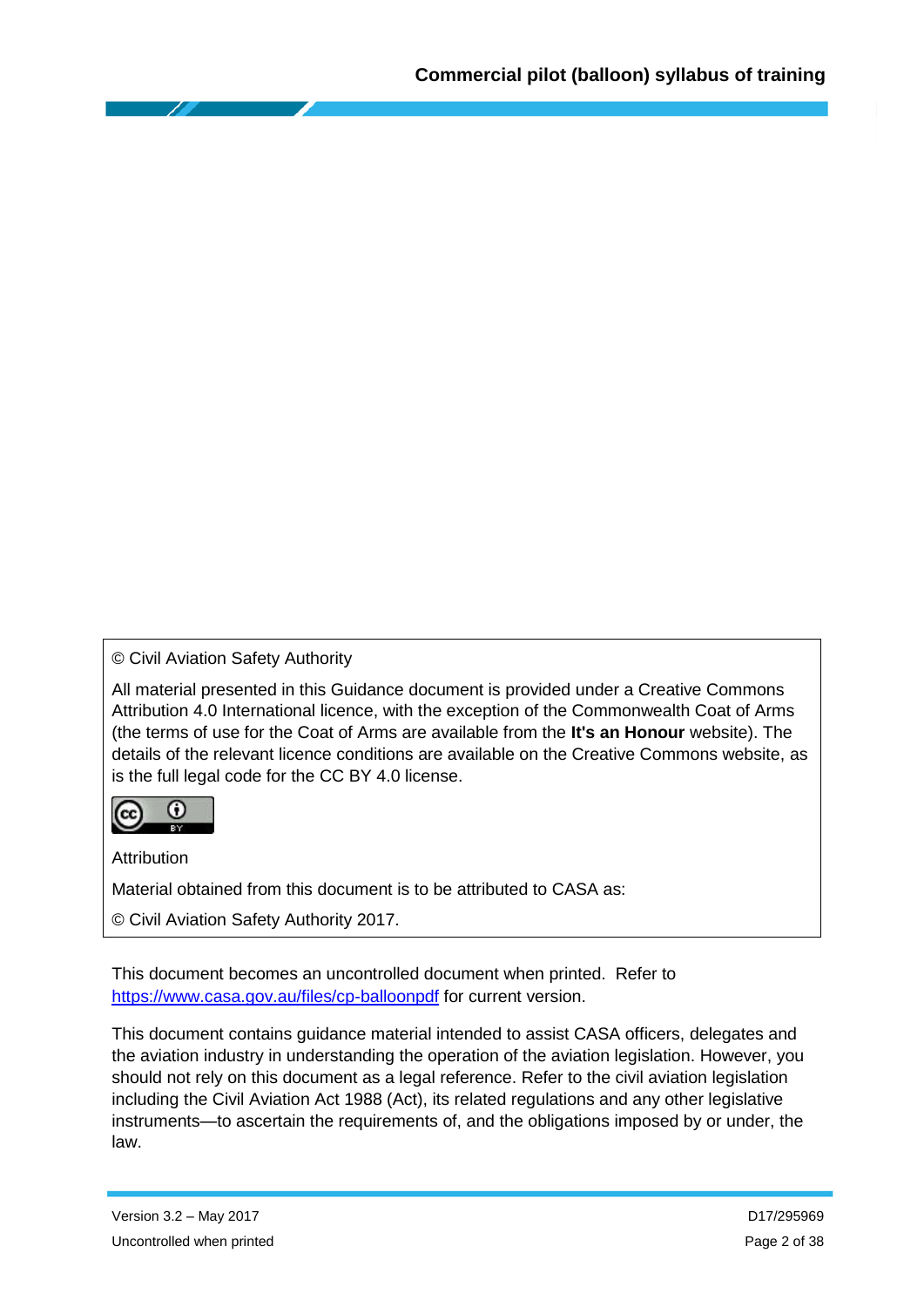© Civil Aviation Safety Authority

All material presented in this Guidance document is provided under a Creative Commons Attribution 4.0 International licence, with the exception of the Commonwealth Coat of Arms (the terms of use for the Coat of Arms are available from the **It's an Honour** website). The details of the relevant licence conditions are available on the Creative Commons website, as is the full legal code for the CC BY 4.0 license.

Attribution

Material obtained from this document is to be attributed to CASA as:

© Civil Aviation Safety Authority 2017.

This document becomes an uncontrolled document when printed. Refer to https://www.casa.gov.au/files/cp-balloonpdf for current version.

This document contains guidance material intended to assist CASA officers, delegates and the aviation industry in understanding the operation of the aviation legislation. However, you should not rely on this document as a legal reference. Refer to the civil aviation legislation including the Civil Aviation Act 1988 (Act), its related regulations and any other legislative instruments—to ascertain the requirements of, and the obligations imposed by or under, the law.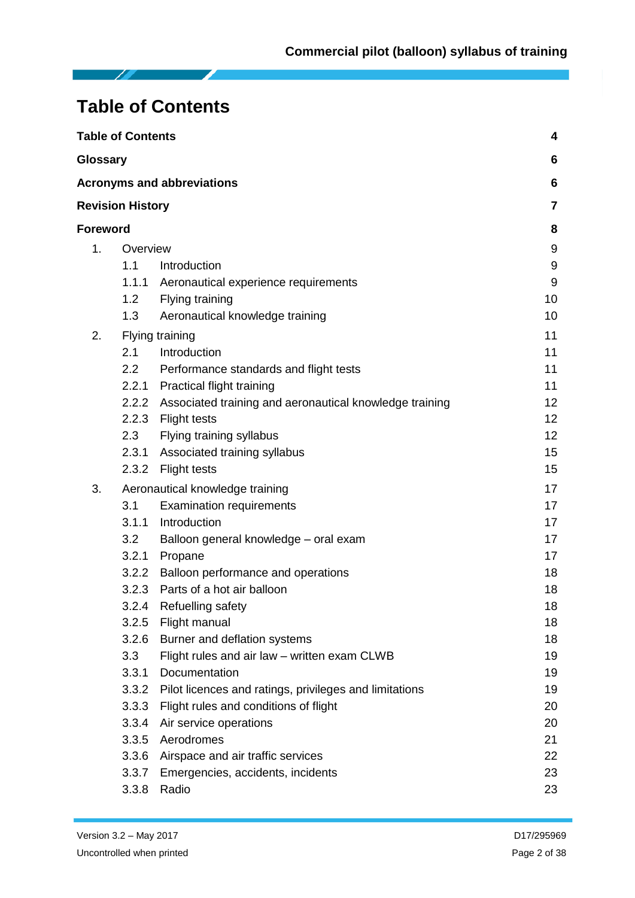# Table of Contents

| | | |
|---|---|---|
| **Table of Contents** | | **4** |
| **Glossary** | | **6** |
| **Acronyms and abbreviations** | | **6** |
| **Revision History** | | **7** |
| **Foreword** | | **8** |
| 1. | Overview | 9 |
| 1.1 | Introduction | 9 |
| 1.1.1 | Aeronautical experience requirements | 9 |
| 1.2 | Flying training | 10 |
| 1.3 | Aeronautical knowledge training | 10 |
| 2. | Flying training | 11 |
| 2.1 | Introduction | 11 |
| 2.2 | Performance standards and flight tests | 11 |
| 2.2.1 | Practical flight training | 11 |
| 2.2.2 | Associated training and aeronautical knowledge training | 12 |
| 2.2.3 | Flight tests | 12 |
| 2.3 | Flying training syllabus | 12 |
| 2.3.1 | Associated training syllabus | 15 |
| 2.3.2 | Flight tests | 15 |
| 3. | Aeronautical knowledge training | 17 |
| 3.1 | Examination requirements | 17 |
| 3.1.1 | Introduction | 17 |
| 3.2 | Balloon general knowledge – oral exam | 17 |
| 3.2.1 | Propane | 17 |
| 3.2.2 | Balloon performance and operations | 18 |
| 3.2.3 | Parts of a hot air balloon | 18 |
| 3.2.4 | Refuelling safety | 18 |
| 3.2.5 | Flight manual | 18 |
| 3.2.6 | Burner and deflation systems | 18 |
| 3.3 | Flight rules and air law – written exam CLWB | 19 |
| 3.3.1 | Documentation | 19 |
| 3.3.2 | Pilot licences and ratings, privileges and limitations | 19 |
| 3.3.3 | Flight rules and conditions of flight | 20 |
| 3.3.4 | Air service operations | 20 |
| 3.3.5 | Aerodromes | 21 |
| 3.3.6 | Airspace and air traffic services | 22 |
| 3.3.7 | Emergencies, accidents, incidents | 23 |
| 3.3.8 | Radio | 23 |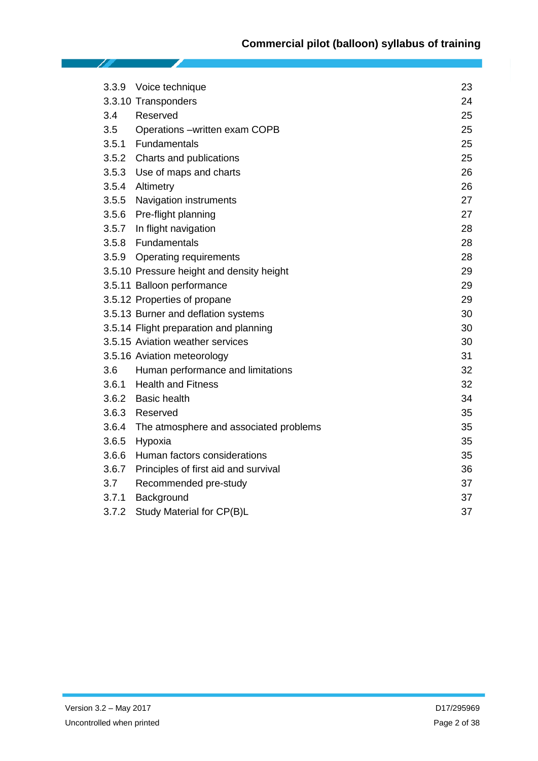| | | |
|---|---|---|
| 3.3.9 | Voice technique | 23 |
| 3.3.10 | Transponders | 24 |
| 3.4 | Reserved | 25 |
| 3.5 | Operations –written exam COPB | 25 |
| 3.5.1 | Fundamentals | 25 |
| 3.5.2 | Charts and publications | 25 |
| 3.5.3 | Use of maps and charts | 26 |
| 3.5.4 | Altimetry | 26 |
| 3.5.5 | Navigation instruments | 27 |
| 3.5.6 | Pre-flight planning | 27 |
| 3.5.7 | In flight navigation | 28 |
| 3.5.8 | Fundamentals | 28 |
| 3.5.9 | Operating requirements | 28 |
| 3.5.10 | Pressure height and density height | 29 |
| 3.5.11 | Balloon performance | 29 |
| 3.5.12 | Properties of propane | 29 |
| 3.5.13 | Burner and deflation systems | 30 |
| 3.5.14 | Flight preparation and planning | 30 |
| 3.5.15 | Aviation weather services | 30 |
| 3.5.16 | Aviation meteorology | 31 |
| 3.6 | Human performance and limitations | 32 |
| 3.6.1 | Health and Fitness | 32 |
| 3.6.2 | Basic health | 34 |
| 3.6.3 | Reserved | 35 |
| 3.6.4 | The atmosphere and associated problems | 35 |
| 3.6.5 | Hypoxia | 35 |
| 3.6.6 | Human factors considerations | 35 |
| 3.6.7 | Principles of first aid and survival | 36 |
| 3.7 | Recommended pre-study | 37 |
| 3.7.1 | Background | 37 |
| 3.7.2 | Study Material for CP(B)L | 37 |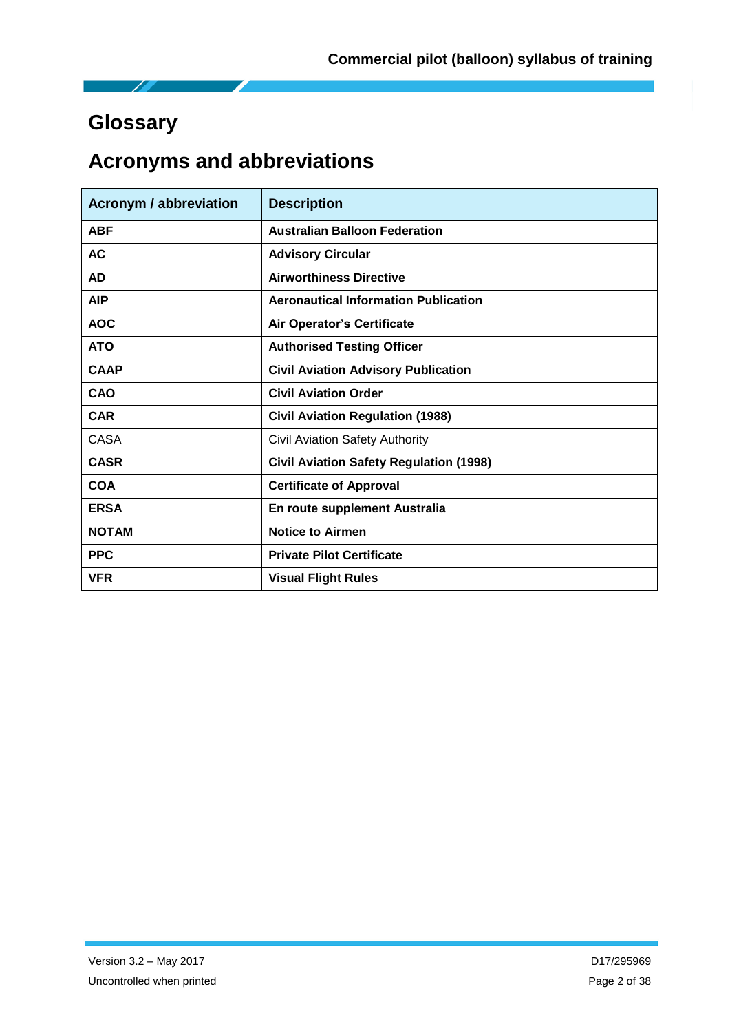# Glossary

## Acronyms and abbreviations

| Acronym / abbreviation | Description |
| --- | --- |
| **ABF** | **Australian Balloon Federation** |
| **AC** | **Advisory Circular** |
| **AD** | **Airworthiness Directive** |
| **AIP** | **Aeronautical Information Publication** |
| **AOC** | **Air Operator's Certificate** |
| **ATO** | **Authorised Testing Officer** |
| **CAAP** | **Civil Aviation Advisory Publication** |
| **CAO** | **Civil Aviation Order** |
| **CAR** | **Civil Aviation Regulation (1988)** |
| CASA | Civil Aviation Safety Authority |
| **CASR** | **Civil Aviation Safety Regulation (1998)** |
| **COA** | **Certificate of Approval** |
| **ERSA** | **En route supplement Australia** |
| **NOTAM** | **Notice to Airmen** |
| **PPC** | **Private Pilot Certificate** |
| **VFR** | **Visual Flight Rules** |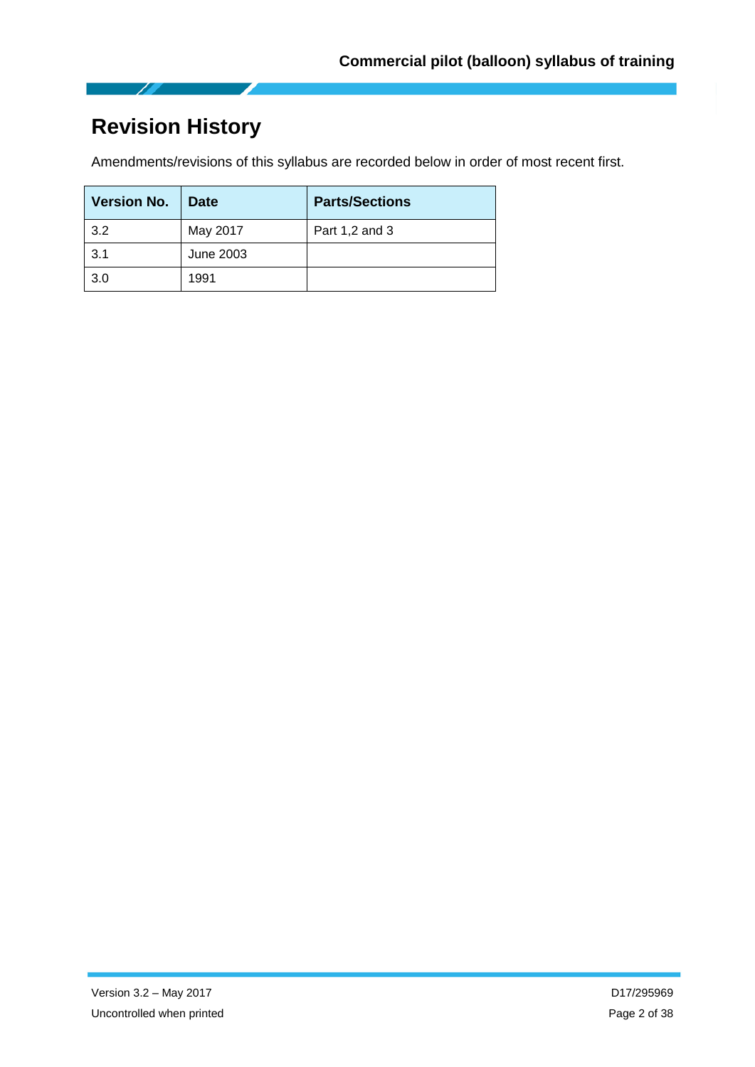# Revision History

Amendments/revisions of this syllabus are recorded below in order of most recent first.

| Version No. | Date | Parts/Sections |
|---|---|---|
| 3.2 | May 2017 | Part 1,2 and 3 |
| 3.1 | June 2003 | |
| 3.0 | 1991 | |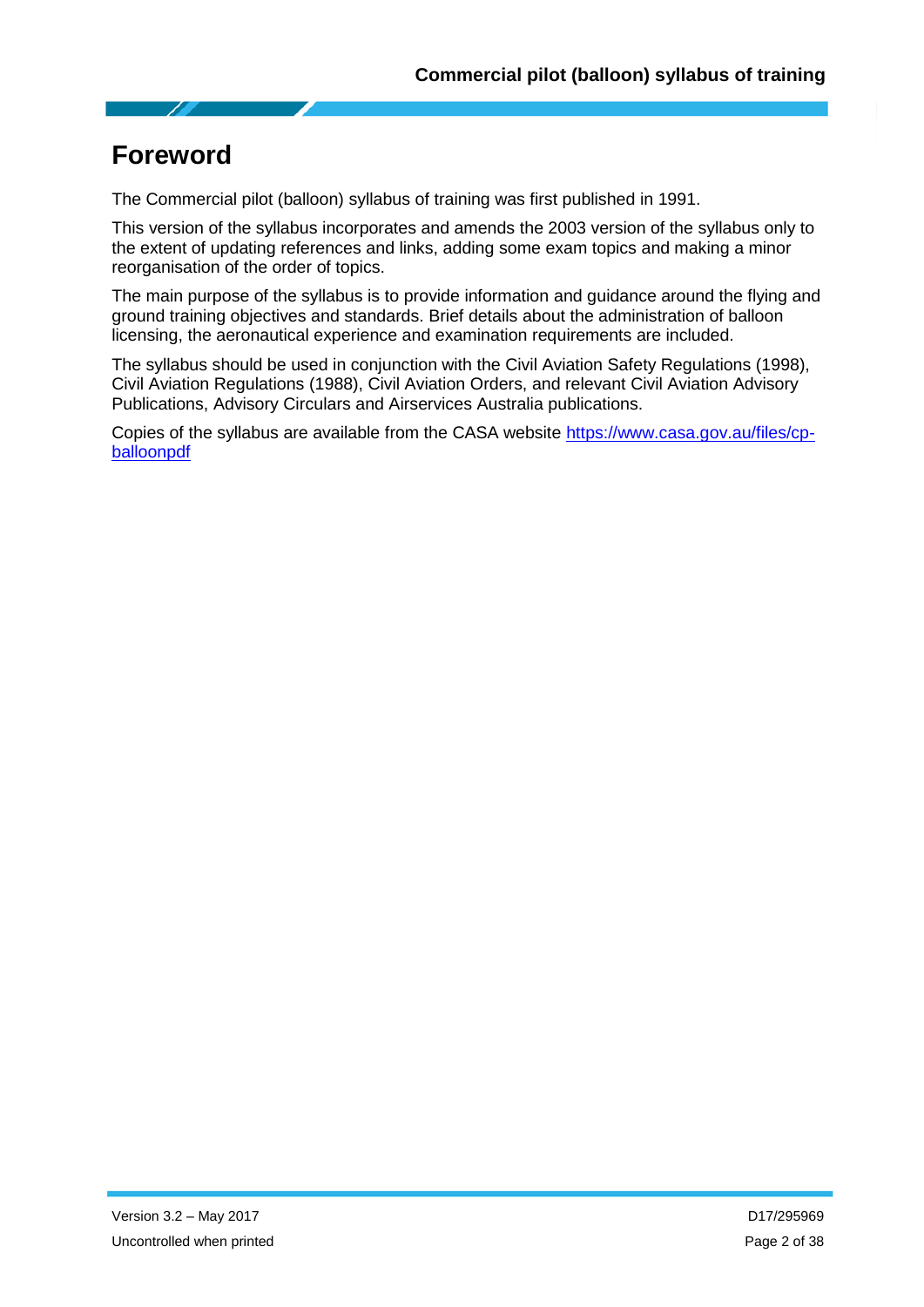# Foreword

The Commercial pilot (balloon) syllabus of training was first published in 1991.

This version of the syllabus incorporates and amends the 2003 version of the syllabus only to the extent of updating references and links, adding some exam topics and making a minor reorganisation of the order of topics.

The main purpose of the syllabus is to provide information and guidance around the flying and ground training objectives and standards. Brief details about the administration of balloon licensing, the aeronautical experience and examination requirements are included.

The syllabus should be used in conjunction with the Civil Aviation Safety Regulations (1998), Civil Aviation Regulations (1988), Civil Aviation Orders, and relevant Civil Aviation Advisory Publications, Advisory Circulars and Airservices Australia publications.

Copies of the syllabus are available from the CASA website [https://www.casa.gov.au/files/cp-balloonpdf](https://www.casa.gov.au/files/cp-balloonpdf)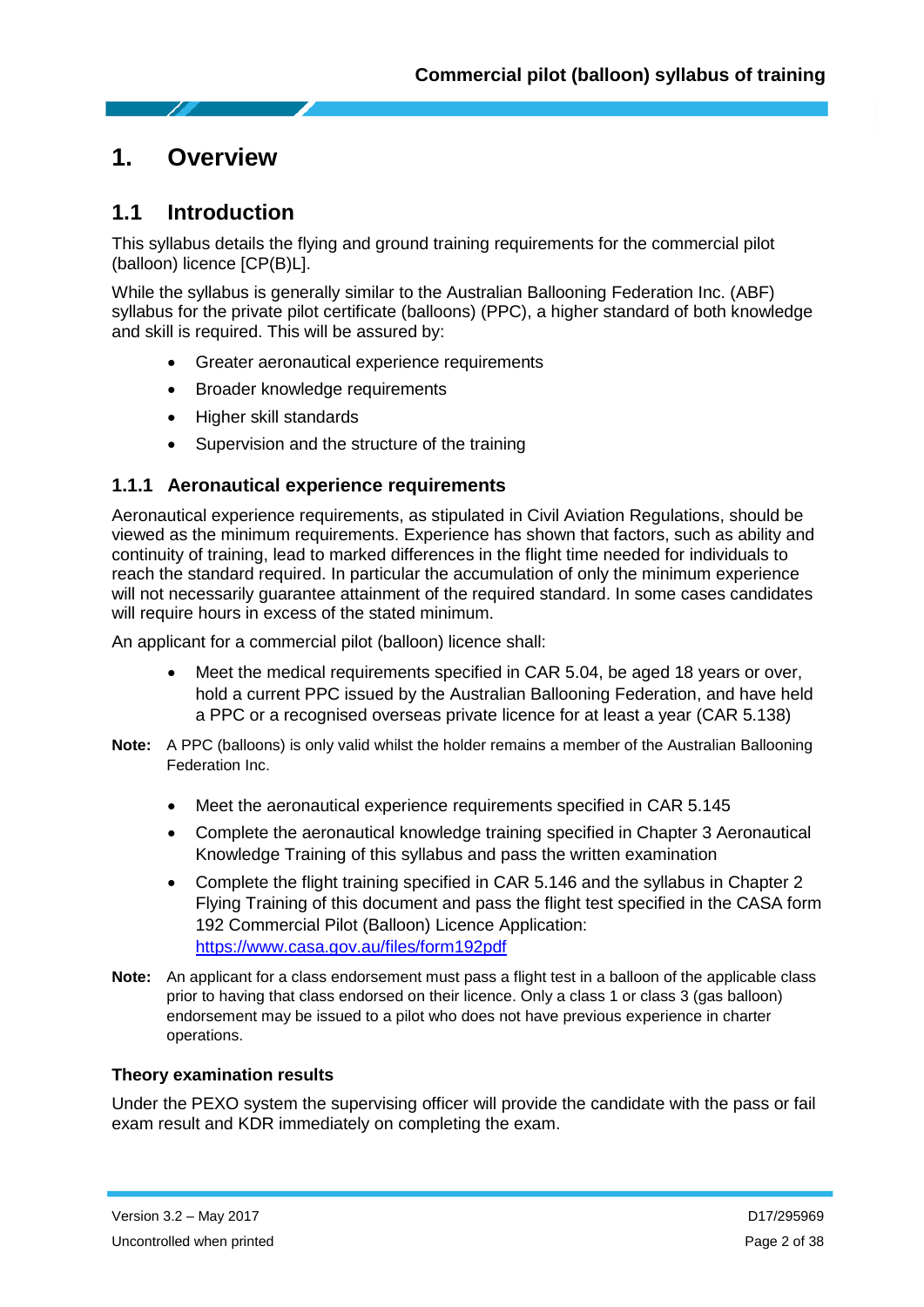# 1. Overview

## 1.1 Introduction

This syllabus details the flying and ground training requirements for the commercial pilot (balloon) licence [CP(B)L].

While the syllabus is generally similar to the Australian Ballooning Federation Inc. (ABF) syllabus for the private pilot certificate (balloons) (PPC), a higher standard of both knowledge and skill is required. This will be assured by:

- Greater aeronautical experience requirements
- Broader knowledge requirements
- Higher skill standards
- Supervision and the structure of the training

### 1.1.1 Aeronautical experience requirements

Aeronautical experience requirements, as stipulated in Civil Aviation Regulations, should be viewed as the minimum requirements. Experience has shown that factors, such as ability and continuity of training, lead to marked differences in the flight time needed for individuals to reach the standard required. In particular the accumulation of only the minimum experience will not necessarily guarantee attainment of the required standard. In some cases candidates will require hours in excess of the stated minimum.

An applicant for a commercial pilot (balloon) licence shall:

- Meet the medical requirements specified in CAR 5.04, be aged 18 years or over, hold a current PPC issued by the Australian Ballooning Federation, and have held a PPC or a recognised overseas private licence for at least a year (CAR 5.138)

**Note:** A PPC (balloons) is only valid whilst the holder remains a member of the Australian Ballooning Federation Inc.

- Meet the aeronautical experience requirements specified in CAR 5.145
- Complete the aeronautical knowledge training specified in Chapter 3 Aeronautical Knowledge Training of this syllabus and pass the written examination
- Complete the flight training specified in CAR 5.146 and the syllabus in Chapter 2 Flying Training of this document and pass the flight test specified in the CASA form 192 Commercial Pilot (Balloon) Licence Application: https://www.casa.gov.au/files/form192pdf

**Note:** An applicant for a class endorsement must pass a flight test in a balloon of the applicable class prior to having that class endorsed on their licence. Only a class 1 or class 3 (gas balloon) endorsement may be issued to a pilot who does not have previous experience in charter operations.

**Theory examination results**

Under the PEXO system the supervising officer will provide the candidate with the pass or fail exam result and KDR immediately on completing the exam.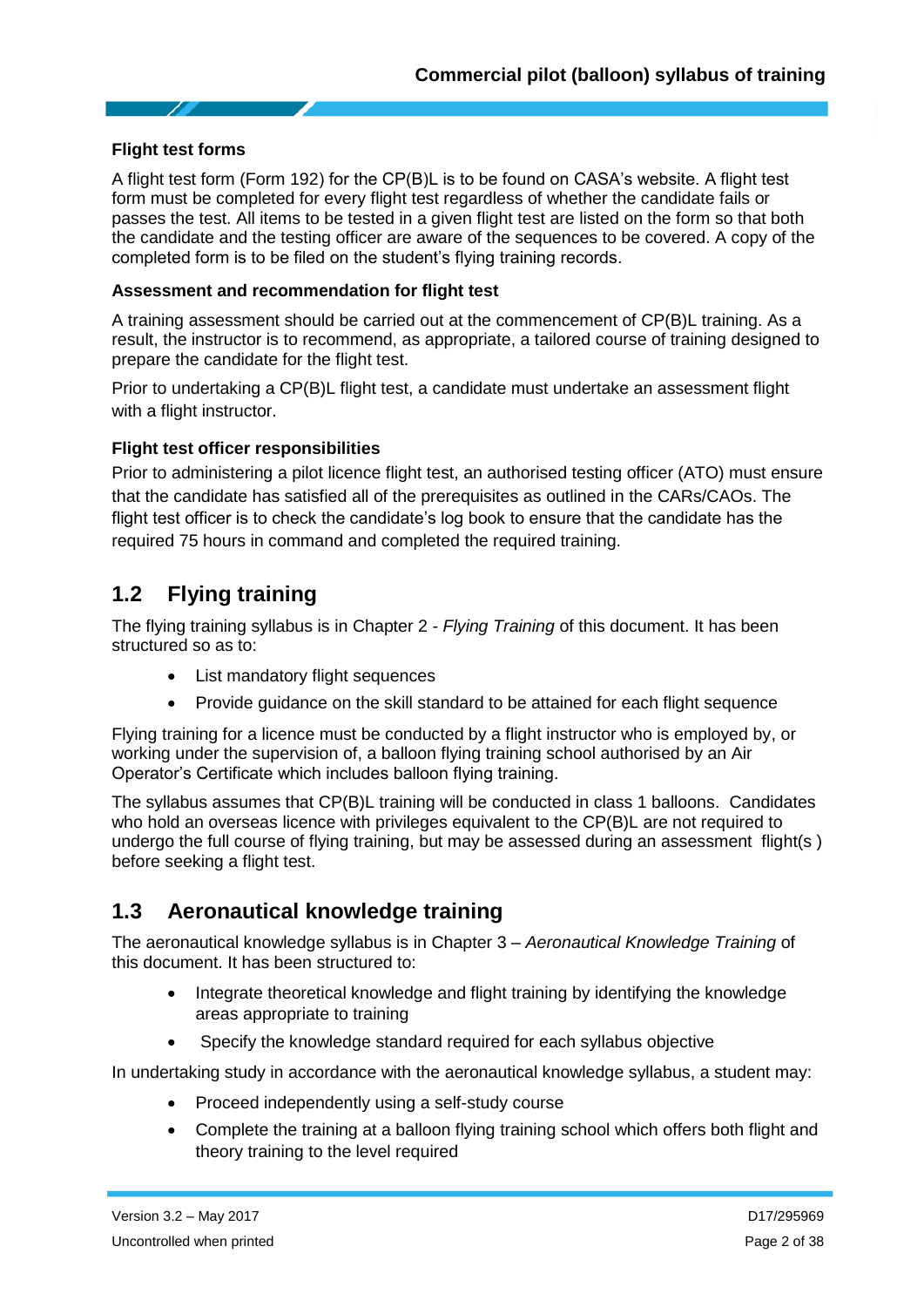#### Flight test forms

A flight test form (Form 192) for the CP(B)L is to be found on CASA's website. A flight test form must be completed for every flight test regardless of whether the candidate fails or passes the test. All items to be tested in a given flight test are listed on the form so that both the candidate and the testing officer are aware of the sequences to be covered. A copy of the completed form is to be filed on the student's flying training records.

#### Assessment and recommendation for flight test

A training assessment should be carried out at the commencement of CP(B)L training. As a result, the instructor is to recommend, as appropriate, a tailored course of training designed to prepare the candidate for the flight test.

Prior to undertaking a CP(B)L flight test, a candidate must undertake an assessment flight with a flight instructor.

#### Flight test officer responsibilities

Prior to administering a pilot licence flight test, an authorised testing officer (ATO) must ensure that the candidate has satisfied all of the prerequisites as outlined in the CARs/CAOs. The flight test officer is to check the candidate's log book to ensure that the candidate has the required 75 hours in command and completed the required training.

## 1.2 Flying training

The flying training syllabus is in Chapter 2 - *Flying Training* of this document. It has been structured so as to:

- List mandatory flight sequences
- Provide guidance on the skill standard to be attained for each flight sequence

Flying training for a licence must be conducted by a flight instructor who is employed by, or working under the supervision of, a balloon flying training school authorised by an Air Operator's Certificate which includes balloon flying training.

The syllabus assumes that CP(B)L training will be conducted in class 1 balloons. Candidates who hold an overseas licence with privileges equivalent to the CP(B)L are not required to undergo the full course of flying training, but may be assessed during an assessment flight(s ) before seeking a flight test.

## 1.3 Aeronautical knowledge training

The aeronautical knowledge syllabus is in Chapter 3 – *Aeronautical Knowledge Training* of this document. It has been structured to:

- Integrate theoretical knowledge and flight training by identifying the knowledge areas appropriate to training
- Specify the knowledge standard required for each syllabus objective

In undertaking study in accordance with the aeronautical knowledge syllabus, a student may:

- Proceed independently using a self-study course
- Complete the training at a balloon flying training school which offers both flight and theory training to the level required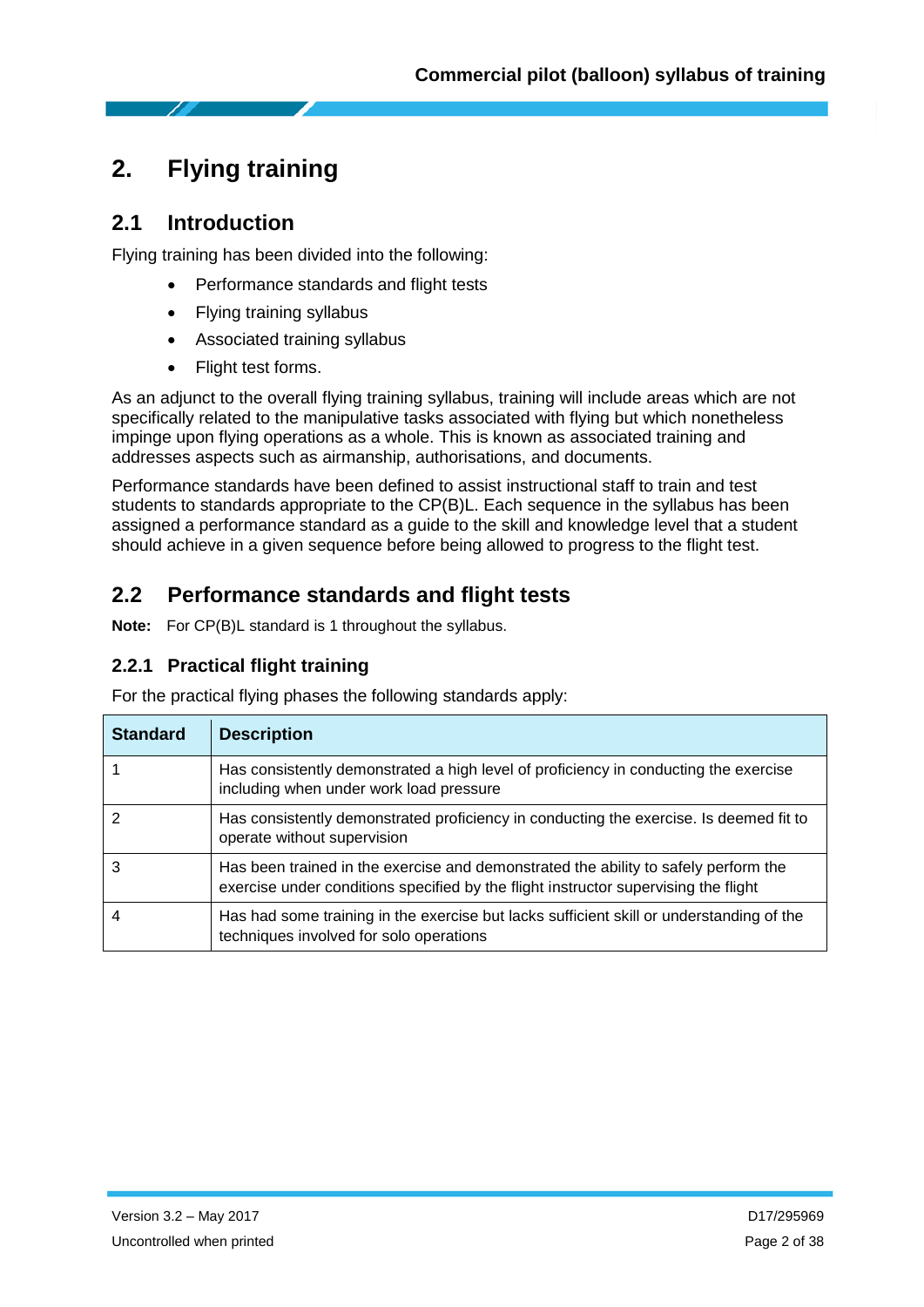# 2. Flying training

## 2.1 Introduction

Flying training has been divided into the following:

- Performance standards and flight tests
- Flying training syllabus
- Associated training syllabus
- Flight test forms.

As an adjunct to the overall flying training syllabus, training will include areas which are not specifically related to the manipulative tasks associated with flying but which nonetheless impinge upon flying operations as a whole. This is known as associated training and addresses aspects such as airmanship, authorisations, and documents.

Performance standards have been defined to assist instructional staff to train and test students to standards appropriate to the CP(B)L. Each sequence in the syllabus has been assigned a performance standard as a guide to the skill and knowledge level that a student should achieve in a given sequence before being allowed to progress to the flight test.

## 2.2 Performance standards and flight tests

**Note:** For CP(B)L standard is 1 throughout the syllabus.

### 2.2.1 Practical flight training

For the practical flying phases the following standards apply:

| Standard | Description |
| --- | --- |
| 1 | Has consistently demonstrated a high level of proficiency in conducting the exercise including when under work load pressure |
| 2 | Has consistently demonstrated proficiency in conducting the exercise. Is deemed fit to operate without supervision |
| 3 | Has been trained in the exercise and demonstrated the ability to safely perform the exercise under conditions specified by the flight instructor supervising the flight |
| 4 | Has had some training in the exercise but lacks sufficient skill or understanding of the techniques involved for solo operations |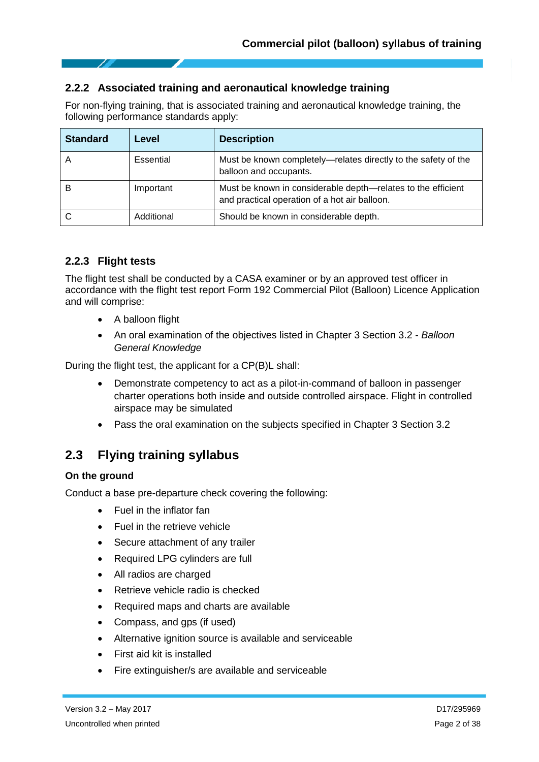### 2.2.2 Associated training and aeronautical knowledge training

For non-flying training, that is associated training and aeronautical knowledge training, the following performance standards apply:

| Standard | Level | Description |
|---|---|---|
| A | Essential | Must be known completely—relates directly to the safety of the balloon and occupants. |
| B | Important | Must be known in considerable depth—relates to the efficient and practical operation of a hot air balloon. |
| C | Additional | Should be known in considerable depth. |

### 2.2.3 Flight tests

The flight test shall be conducted by a CASA examiner or by an approved test officer in accordance with the flight test report Form 192 Commercial Pilot (Balloon) Licence Application and will comprise:

- A balloon flight
- An oral examination of the objectives listed in Chapter 3 Section 3.2 - *Balloon General Knowledge*

During the flight test, the applicant for a CP(B)L shall:

- Demonstrate competency to act as a pilot-in-command of balloon in passenger charter operations both inside and outside controlled airspace. Flight in controlled airspace may be simulated
- Pass the oral examination on the subjects specified in Chapter 3 Section 3.2

## 2.3 Flying training syllabus

**On the ground**

Conduct a base pre-departure check covering the following:

- Fuel in the inflator fan
- Fuel in the retrieve vehicle
- Secure attachment of any trailer
- Required LPG cylinders are full
- All radios are charged
- Retrieve vehicle radio is checked
- Required maps and charts are available
- Compass, and gps (if used)
- Alternative ignition source is available and serviceable
- First aid kit is installed
- Fire extinguisher/s are available and serviceable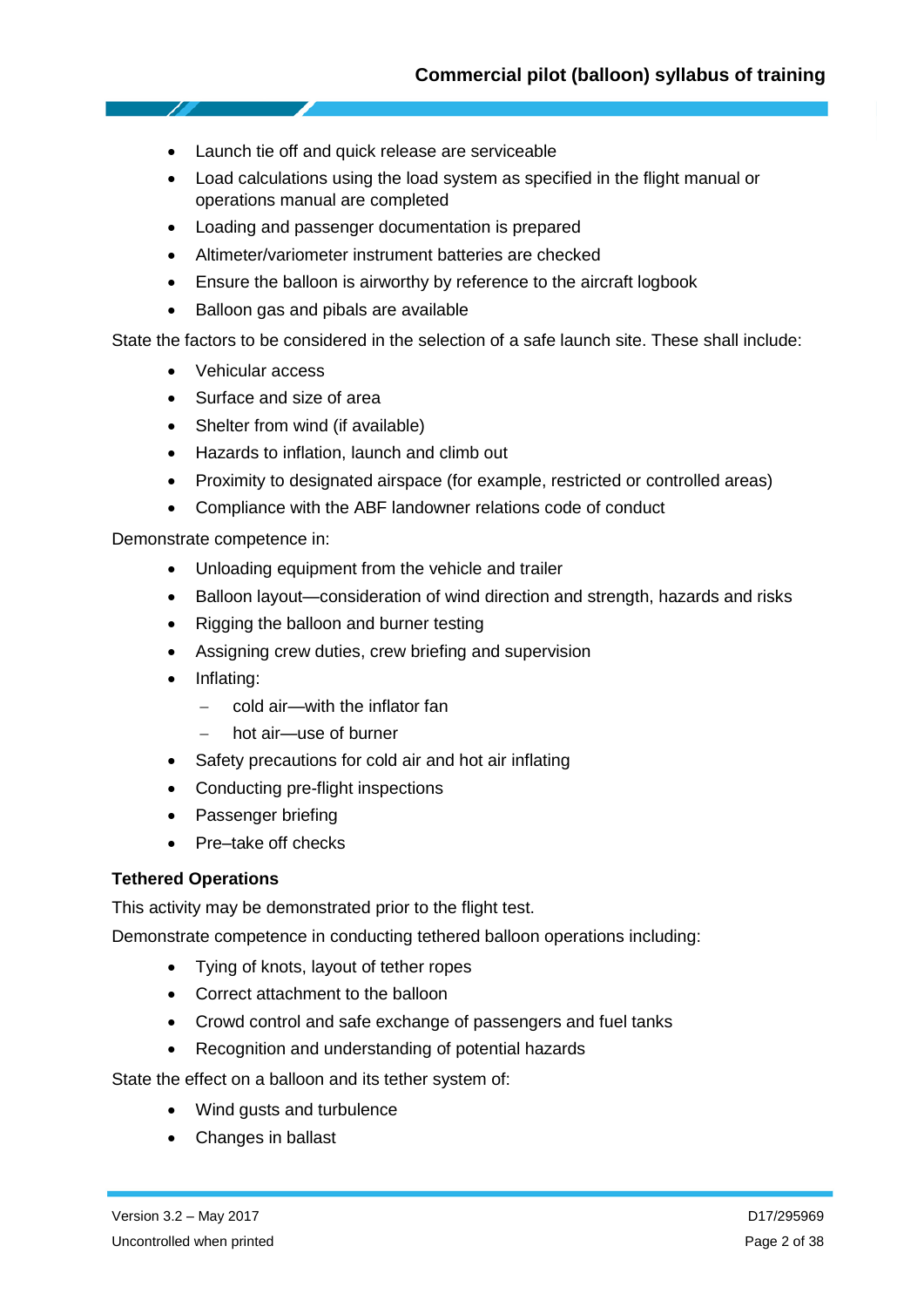- Launch tie off and quick release are serviceable
- Load calculations using the load system as specified in the flight manual or operations manual are completed
- Loading and passenger documentation is prepared
- Altimeter/variometer instrument batteries are checked
- Ensure the balloon is airworthy by reference to the aircraft logbook
- Balloon gas and pibals are available

State the factors to be considered in the selection of a safe launch site. These shall include:

- Vehicular access
- Surface and size of area
- Shelter from wind (if available)
- Hazards to inflation, launch and climb out
- Proximity to designated airspace (for example, restricted or controlled areas)
- Compliance with the ABF landowner relations code of conduct

Demonstrate competence in:

- Unloading equipment from the vehicle and trailer
- Balloon layout—consideration of wind direction and strength, hazards and risks
- Rigging the balloon and burner testing
- Assigning crew duties, crew briefing and supervision
- Inflating:
  - cold air—with the inflator fan
  - hot air—use of burner
- Safety precautions for cold air and hot air inflating
- Conducting pre-flight inspections
- Passenger briefing
- Pre–take off checks

**Tethered Operations**

This activity may be demonstrated prior to the flight test.

Demonstrate competence in conducting tethered balloon operations including:

- Tying of knots, layout of tether ropes
- Correct attachment to the balloon
- Crowd control and safe exchange of passengers and fuel tanks
- Recognition and understanding of potential hazards

State the effect on a balloon and its tether system of:

- Wind gusts and turbulence
- Changes in ballast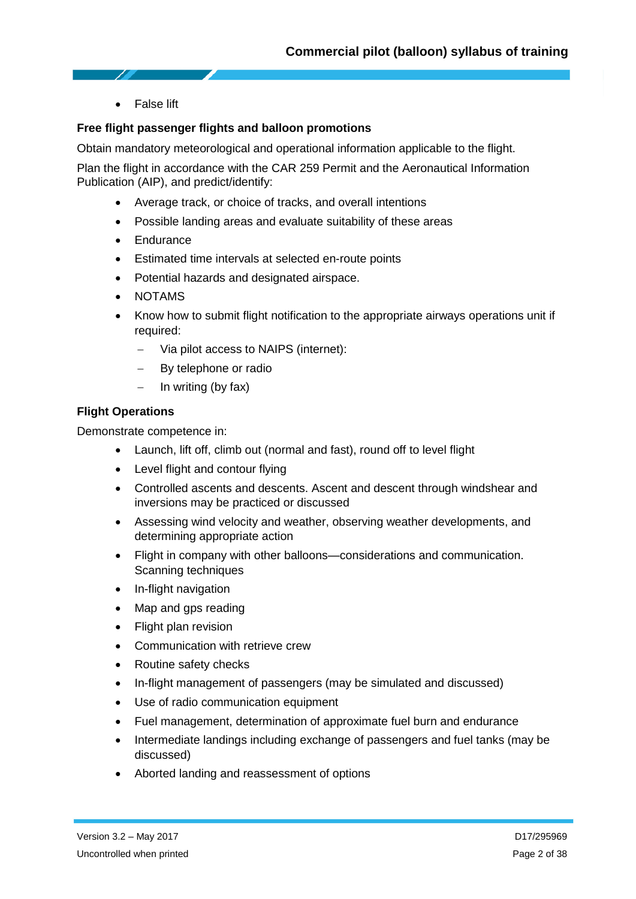- False lift

**Free flight passenger flights and balloon promotions**

Obtain mandatory meteorological and operational information applicable to the flight.

Plan the flight in accordance with the CAR 259 Permit and the Aeronautical Information Publication (AIP), and predict/identify:

- Average track, or choice of tracks, and overall intentions
- Possible landing areas and evaluate suitability of these areas
- Endurance
- Estimated time intervals at selected en-route points
- Potential hazards and designated airspace.
- NOTAMS
- Know how to submit flight notification to the appropriate airways operations unit if required:
  - Via pilot access to NAIPS (internet):
  - By telephone or radio
  - In writing (by fax)

**Flight Operations**

Demonstrate competence in:

- Launch, lift off, climb out (normal and fast), round off to level flight
- Level flight and contour flying
- Controlled ascents and descents. Ascent and descent through windshear and inversions may be practiced or discussed
- Assessing wind velocity and weather, observing weather developments, and determining appropriate action
- Flight in company with other balloons—considerations and communication. Scanning techniques
- In-flight navigation
- Map and gps reading
- Flight plan revision
- Communication with retrieve crew
- Routine safety checks
- In-flight management of passengers (may be simulated and discussed)
- Use of radio communication equipment
- Fuel management, determination of approximate fuel burn and endurance
- Intermediate landings including exchange of passengers and fuel tanks (may be discussed)
- Aborted landing and reassessment of options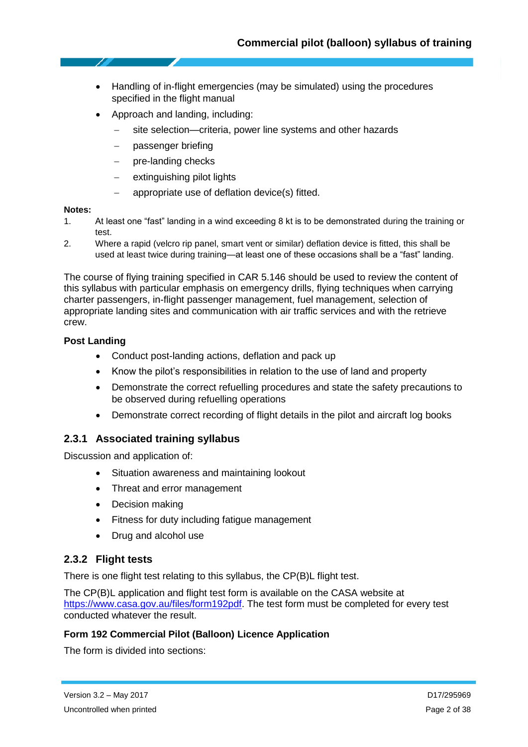- Handling of in-flight emergencies (may be simulated) using the procedures specified in the flight manual
- Approach and landing, including:
  - site selection—criteria, power line systems and other hazards
  - passenger briefing
  - pre-landing checks
  - extinguishing pilot lights
  - appropriate use of deflation device(s) fitted.

**Notes:**

1. At least one “fast” landing in a wind exceeding 8 kt is to be demonstrated during the training or test.
2. Where a rapid (velcro rip panel, smart vent or similar) deflation device is fitted, this shall be used at least twice during training—at least one of these occasions shall be a “fast” landing.

The course of flying training specified in CAR 5.146 should be used to review the content of this syllabus with particular emphasis on emergency drills, flying techniques when carrying charter passengers, in-flight passenger management, fuel management, selection of appropriate landing sites and communication with air traffic services and with the retrieve crew.

**Post Landing**

- Conduct post-landing actions, deflation and pack up
- Know the pilot’s responsibilities in relation to the use of land and property
- Demonstrate the correct refuelling procedures and state the safety precautions to be observed during refuelling operations
- Demonstrate correct recording of flight details in the pilot and aircraft log books

### 2.3.1 Associated training syllabus

Discussion and application of:

- Situation awareness and maintaining lookout
- Threat and error management
- Decision making
- Fitness for duty including fatigue management
- Drug and alcohol use

### 2.3.2 Flight tests

There is one flight test relating to this syllabus, the CP(B)L flight test.

The CP(B)L application and flight test form is available on the CASA website at https://www.casa.gov.au/files/form192pdf. The test form must be completed for every test conducted whatever the result.

**Form 192 Commercial Pilot (Balloon) Licence Application**

The form is divided into sections: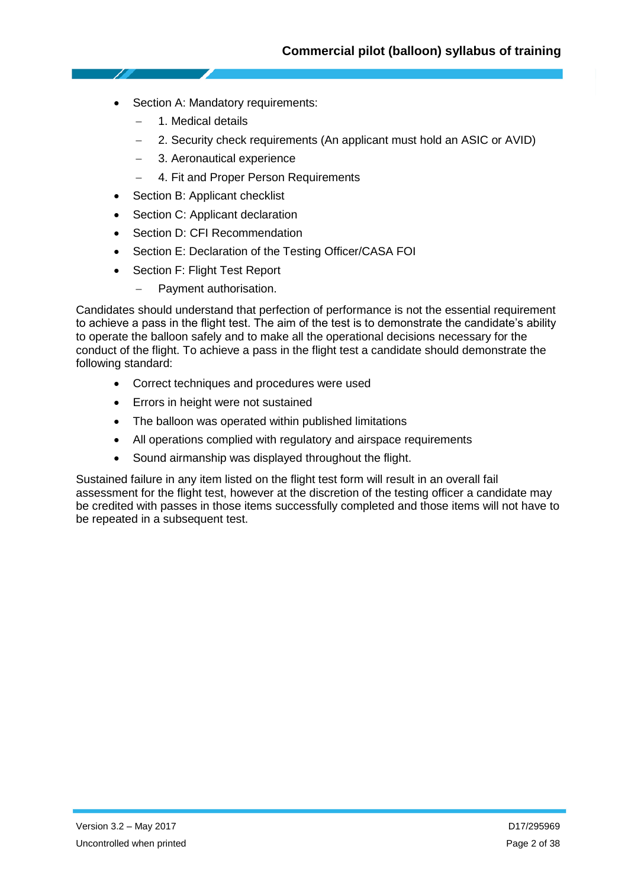- Section A: Mandatory requirements:
  - 1. Medical details
  - 2. Security check requirements (An applicant must hold an ASIC or AVID)
  - 3. Aeronautical experience
  - 4. Fit and Proper Person Requirements
- Section B: Applicant checklist
- Section C: Applicant declaration
- Section D: CFI Recommendation
- Section E: Declaration of the Testing Officer/CASA FOI
- Section F: Flight Test Report
  - Payment authorisation.

Candidates should understand that perfection of performance is not the essential requirement to achieve a pass in the flight test. The aim of the test is to demonstrate the candidate's ability to operate the balloon safely and to make all the operational decisions necessary for the conduct of the flight. To achieve a pass in the flight test a candidate should demonstrate the following standard:

- Correct techniques and procedures were used
- Errors in height were not sustained
- The balloon was operated within published limitations
- All operations complied with regulatory and airspace requirements
- Sound airmanship was displayed throughout the flight.

Sustained failure in any item listed on the flight test form will result in an overall fail assessment for the flight test, however at the discretion of the testing officer a candidate may be credited with passes in those items successfully completed and those items will not have to be repeated in a subsequent test.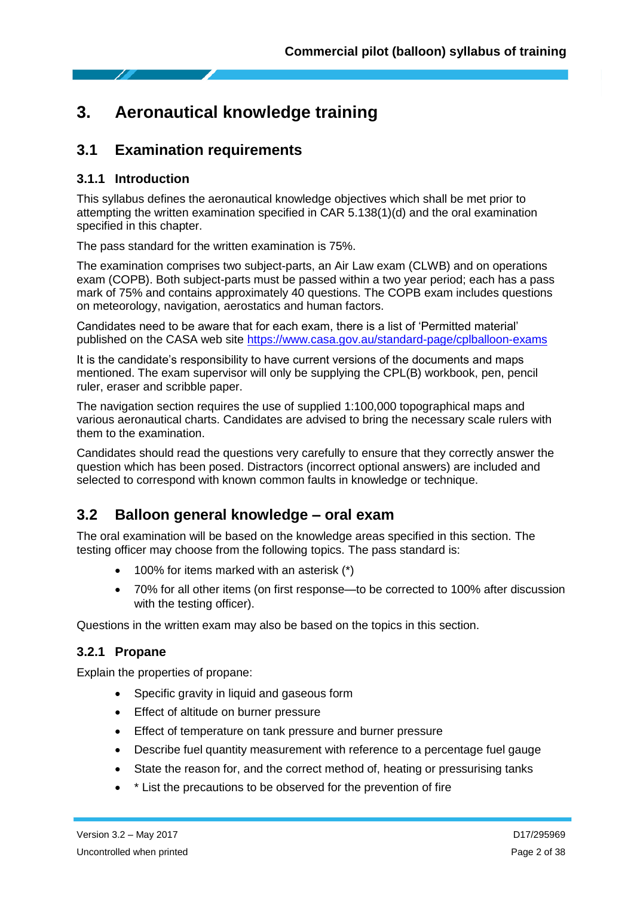# 3. Aeronautical knowledge training

## 3.1 Examination requirements

### 3.1.1 Introduction

This syllabus defines the aeronautical knowledge objectives which shall be met prior to attempting the written examination specified in CAR 5.138(1)(d) and the oral examination specified in this chapter.

The pass standard for the written examination is 75%.

The examination comprises two subject-parts, an Air Law exam (CLWB) and on operations exam (COPB). Both subject-parts must be passed within a two year period; each has a pass mark of 75% and contains approximately 40 questions. The COPB exam includes questions on meteorology, navigation, aerostatics and human factors.

Candidates need to be aware that for each exam, there is a list of 'Permitted material' published on the CASA web site https://www.casa.gov.au/standard-page/cplballoon-exams

It is the candidate's responsibility to have current versions of the documents and maps mentioned. The exam supervisor will only be supplying the CPL(B) workbook, pen, pencil ruler, eraser and scribble paper.

The navigation section requires the use of supplied 1:100,000 topographical maps and various aeronautical charts. Candidates are advised to bring the necessary scale rulers with them to the examination.

Candidates should read the questions very carefully to ensure that they correctly answer the question which has been posed. Distractors (incorrect optional answers) are included and selected to correspond with known common faults in knowledge or technique.

## 3.2 Balloon general knowledge – oral exam

The oral examination will be based on the knowledge areas specified in this section. The testing officer may choose from the following topics. The pass standard is:

- 100% for items marked with an asterisk (*)
- 70% for all other items (on first response—to be corrected to 100% after discussion with the testing officer).

Questions in the written exam may also be based on the topics in this section.

### 3.2.1 Propane

Explain the properties of propane:

- Specific gravity in liquid and gaseous form
- Effect of altitude on burner pressure
- Effect of temperature on tank pressure and burner pressure
- Describe fuel quantity measurement with reference to a percentage fuel gauge
- State the reason for, and the correct method of, heating or pressurising tanks
- * List the precautions to be observed for the prevention of fire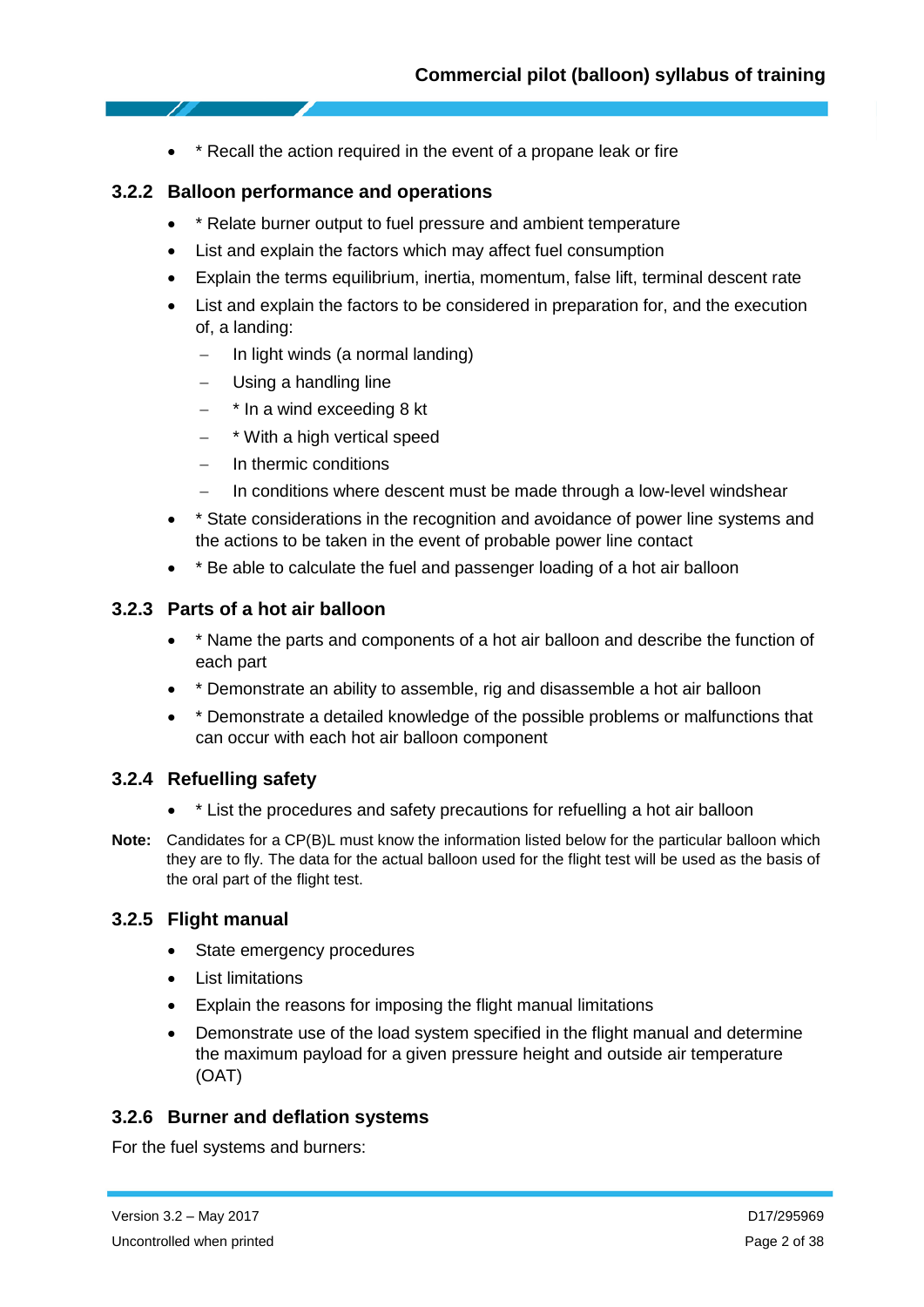- * Recall the action required in the event of a propane leak or fire

### 3.2.2 Balloon performance and operations

- * Relate burner output to fuel pressure and ambient temperature
- List and explain the factors which may affect fuel consumption
- Explain the terms equilibrium, inertia, momentum, false lift, terminal descent rate
- List and explain the factors to be considered in preparation for, and the execution of, a landing:
  - In light winds (a normal landing)
  - Using a handling line
  - * In a wind exceeding 8 kt
  - * With a high vertical speed
  - In thermic conditions
  - In conditions where descent must be made through a low-level windshear
- * State considerations in the recognition and avoidance of power line systems and the actions to be taken in the event of probable power line contact
- * Be able to calculate the fuel and passenger loading of a hot air balloon

### 3.2.3 Parts of a hot air balloon

- * Name the parts and components of a hot air balloon and describe the function of each part
- * Demonstrate an ability to assemble, rig and disassemble a hot air balloon
- * Demonstrate a detailed knowledge of the possible problems or malfunctions that can occur with each hot air balloon component

### 3.2.4 Refuelling safety

- * List the procedures and safety precautions for refuelling a hot air balloon

**Note:** Candidates for a CP(B)L must know the information listed below for the particular balloon which they are to fly. The data for the actual balloon used for the flight test will be used as the basis of the oral part of the flight test.

### 3.2.5 Flight manual

- State emergency procedures
- List limitations
- Explain the reasons for imposing the flight manual limitations
- Demonstrate use of the load system specified in the flight manual and determine the maximum payload for a given pressure height and outside air temperature (OAT)

### 3.2.6 Burner and deflation systems

For the fuel systems and burners: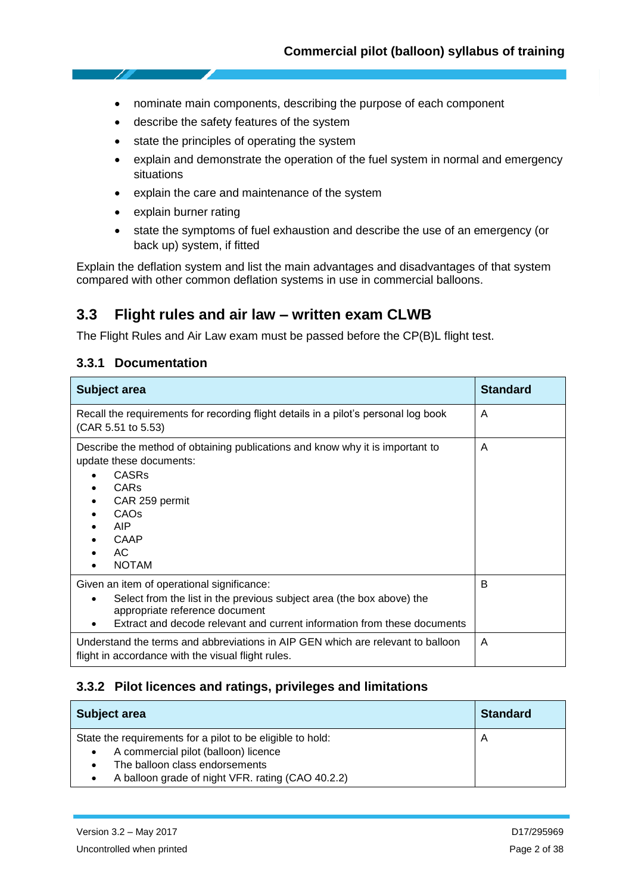- nominate main components, describing the purpose of each component
- describe the safety features of the system
- state the principles of operating the system
- explain and demonstrate the operation of the fuel system in normal and emergency situations
- explain the care and maintenance of the system
- explain burner rating
- state the symptoms of fuel exhaustion and describe the use of an emergency (or back up) system, if fitted

Explain the deflation system and list the main advantages and disadvantages of that system compared with other common deflation systems in use in commercial balloons.

## 3.3 Flight rules and air law – written exam CLWB

The Flight Rules and Air Law exam must be passed before the CP(B)L flight test.

### 3.3.1 Documentation

| Subject area | Standard |
|---|---|
| Recall the requirements for recording flight details in a pilot's personal log book (CAR 5.51 to 5.53) | A |
| Describe the method of obtaining publications and know why it is important to update these documents:<br>• CASRs<br>• CARs<br>• CAR 259 permit<br>• CAOs<br>• AIP<br>• CAAP<br>• AC<br>• NOTAM | A |
| Given an item of operational significance:<br>• Select from the list in the previous subject area (the box above) the appropriate reference document<br>• Extract and decode relevant and current information from these documents | B |
| Understand the terms and abbreviations in AIP GEN which are relevant to balloon flight in accordance with the visual flight rules. | A |

### 3.3.2 Pilot licences and ratings, privileges and limitations

| Subject area | Standard |
|---|---|
| State the requirements for a pilot to be eligible to hold:<br>• A commercial pilot (balloon) licence<br>• The balloon class endorsements<br>• A balloon grade of night VFR. rating (CAO 40.2.2) | A |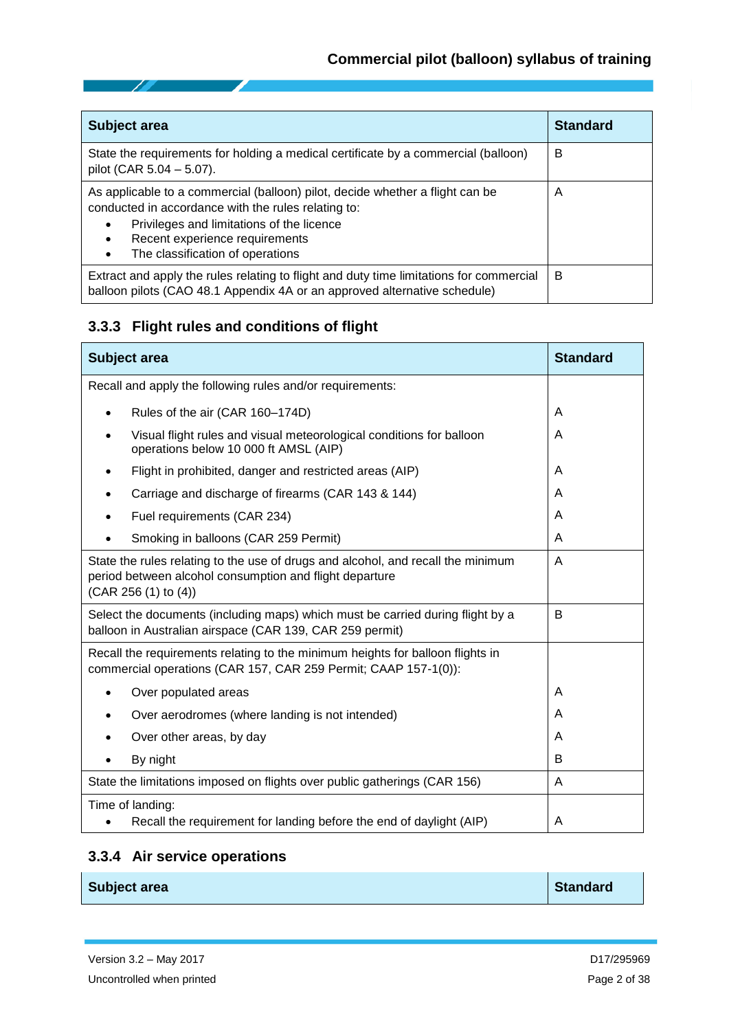| Subject area | Standard |
|---|---|
| State the requirements for holding a medical certificate by a commercial (balloon) pilot (CAR 5.04 – 5.07). | B |
| As applicable to a commercial (balloon) pilot, decide whether a flight can be conducted in accordance with the rules relating to: <br>• Privileges and limitations of the licence <br>• Recent experience requirements <br>• The classification of operations | A |
| Extract and apply the rules relating to flight and duty time limitations for commercial balloon pilots (CAO 48.1 Appendix 4A or an approved alternative schedule) | B |

### 3.3.3 Flight rules and conditions of flight

| Subject area | Standard |
|---|---|
| Recall and apply the following rules and/or requirements: | |
| • Rules of the air (CAR 160–174D) | A |
| • Visual flight rules and visual meteorological conditions for balloon operations below 10 000 ft AMSL (AIP) | A |
| • Flight in prohibited, danger and restricted areas (AIP) | A |
| • Carriage and discharge of firearms (CAR 143 & 144) | A |
| • Fuel requirements (CAR 234) | A |
| • Smoking in balloons (CAR 259 Permit) | A |
| State the rules relating to the use of drugs and alcohol, and recall the minimum period between alcohol consumption and flight departure (CAR 256 (1) to (4)) | A |
| Select the documents (including maps) which must be carried during flight by a balloon in Australian airspace (CAR 139, CAR 259 permit) | B |
| Recall the requirements relating to the minimum heights for balloon flights in commercial operations (CAR 157, CAR 259 Permit; CAAP 157-1(0)): | |
| • Over populated areas | A |
| • Over aerodromes (where landing is not intended) | A |
| • Over other areas, by day | A |
| • By night | B |
| State the limitations imposed on flights over public gatherings (CAR 156) | A |
| Time of landing: <br>• Recall the requirement for landing before the end of daylight (AIP) | A |

### 3.3.4 Air service operations

| Subject area | Standard |
|---|---|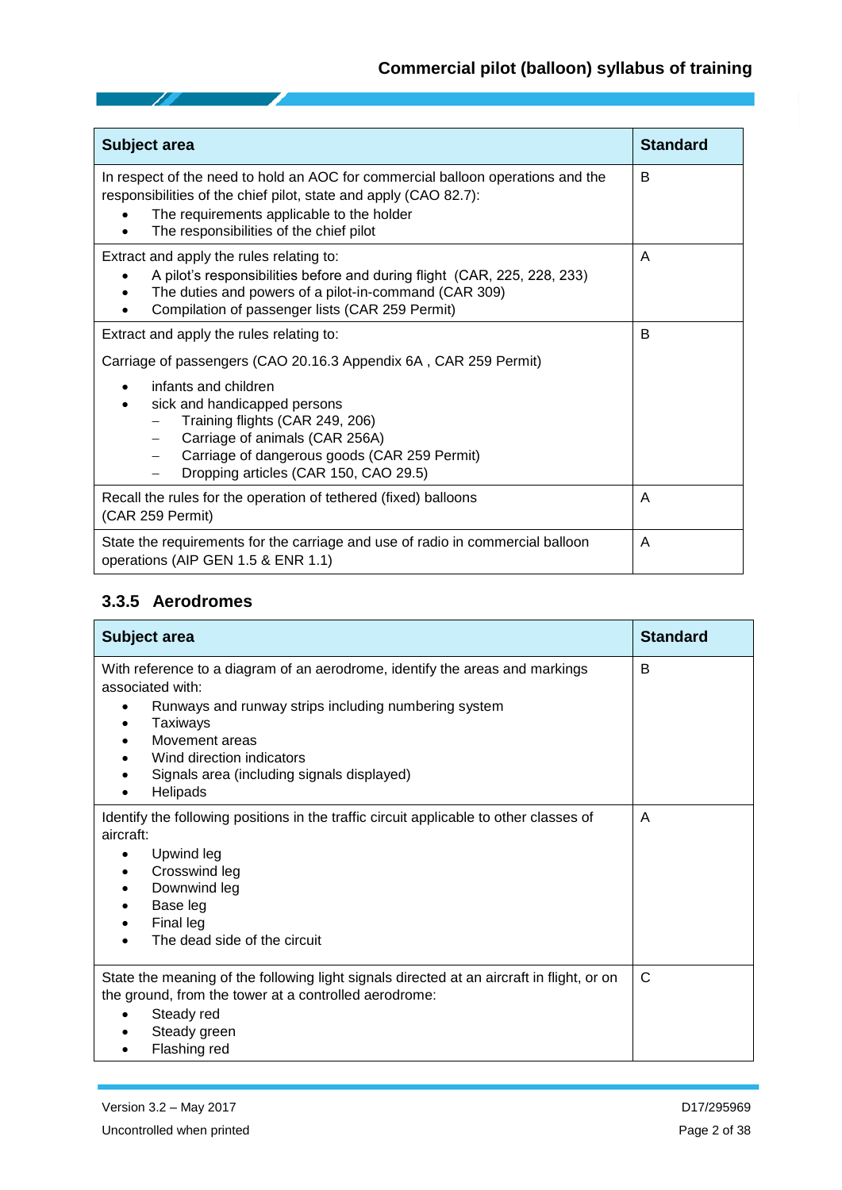| Subject area | Standard |
| --- | --- |
| In respect of the need to hold an AOC for commercial balloon operations and the responsibilities of the chief pilot, state and apply (CAO 82.7):<br>• The requirements applicable to the holder<br>• The responsibilities of the chief pilot | B |
| Extract and apply the rules relating to:<br>• A pilot's responsibilities before and during flight (CAR, 225, 228, 233)<br>• The duties and powers of a pilot-in-command (CAR 309)<br>• Compilation of passenger lists (CAR 259 Permit) | A |
| Extract and apply the rules relating to:<br>Carriage of passengers (CAO 20.16.3 Appendix 6A , CAR 259 Permit)<br>• infants and children<br>• sick and handicapped persons<br>– Training flights (CAR 249, 206)<br>– Carriage of animals (CAR 256A)<br>– Carriage of dangerous goods (CAR 259 Permit)<br>– Dropping articles (CAR 150, CAO 29.5) | B |
| Recall the rules for the operation of tethered (fixed) balloons (CAR 259 Permit) | A |
| State the requirements for the carriage and use of radio in commercial balloon operations (AIP GEN 1.5 & ENR 1.1) | A |

### 3.3.5 Aerodromes

| Subject area | Standard |
| --- | --- |
| With reference to a diagram of an aerodrome, identify the areas and markings associated with:<br>• Runways and runway strips including numbering system<br>• Taxiways<br>• Movement areas<br>• Wind direction indicators<br>• Signals area (including signals displayed)<br>• Helipads | B |
| Identify the following positions in the traffic circuit applicable to other classes of aircraft:<br>• Upwind leg<br>• Crosswind leg<br>• Downwind leg<br>• Base leg<br>• Final leg<br>• The dead side of the circuit | A |
| State the meaning of the following light signals directed at an aircraft in flight, or on the ground, from the tower at a controlled aerodrome:<br>• Steady red<br>• Steady green<br>• Flashing red | C |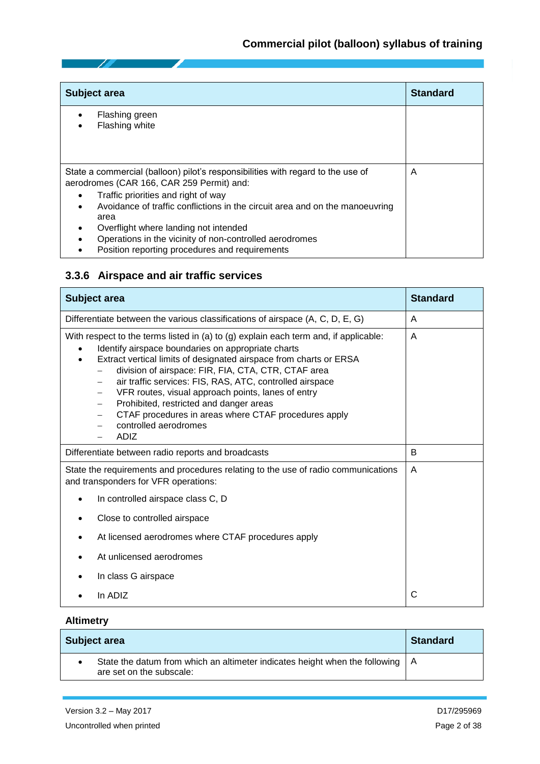| Subject area | Standard |
|---|---|
| • Flashing green<br>• Flashing white | |
| State a commercial (balloon) pilot's responsibilities with regard to the use of aerodromes (CAR 166, CAR 259 Permit) and:<br>• Traffic priorities and right of way<br>• Avoidance of traffic conflictions in the circuit area and on the manoeuvring area<br>• Overflight where landing not intended<br>• Operations in the vicinity of non-controlled aerodromes<br>• Position reporting procedures and requirements | A |

### 3.3.6 Airspace and air traffic services

| Subject area | Standard |
|---|---|
| Differentiate between the various classifications of airspace (A, C, D, E, G) | A |
| With respect to the terms listed in (a) to (g) explain each term and, if applicable:<br>• Identify airspace boundaries on appropriate charts<br>• Extract vertical limits of designated airspace from charts or ERSA<br>– division of airspace: FIR, FIA, CTA, CTR, CTAF area<br>– air traffic services: FIS, RAS, ATC, controlled airspace<br>– VFR routes, visual approach points, lanes of entry<br>– Prohibited, restricted and danger areas<br>– CTAF procedures in areas where CTAF procedures apply<br>– controlled aerodromes<br>– ADIZ | A |
| Differentiate between radio reports and broadcasts | B |
| State the requirements and procedures relating to the use of radio communications and transponders for VFR operations:<br>• In controlled airspace class C, D<br>• Close to controlled airspace<br>• At licensed aerodromes where CTAF procedures apply<br>• At unlicensed aerodromes<br>• In class G airspace | A |
| • In ADIZ | C |

#### Altimetry

| Subject area | Standard |
|---|---|
| • State the datum from which an altimeter indicates height when the following are set on the subscale: | A |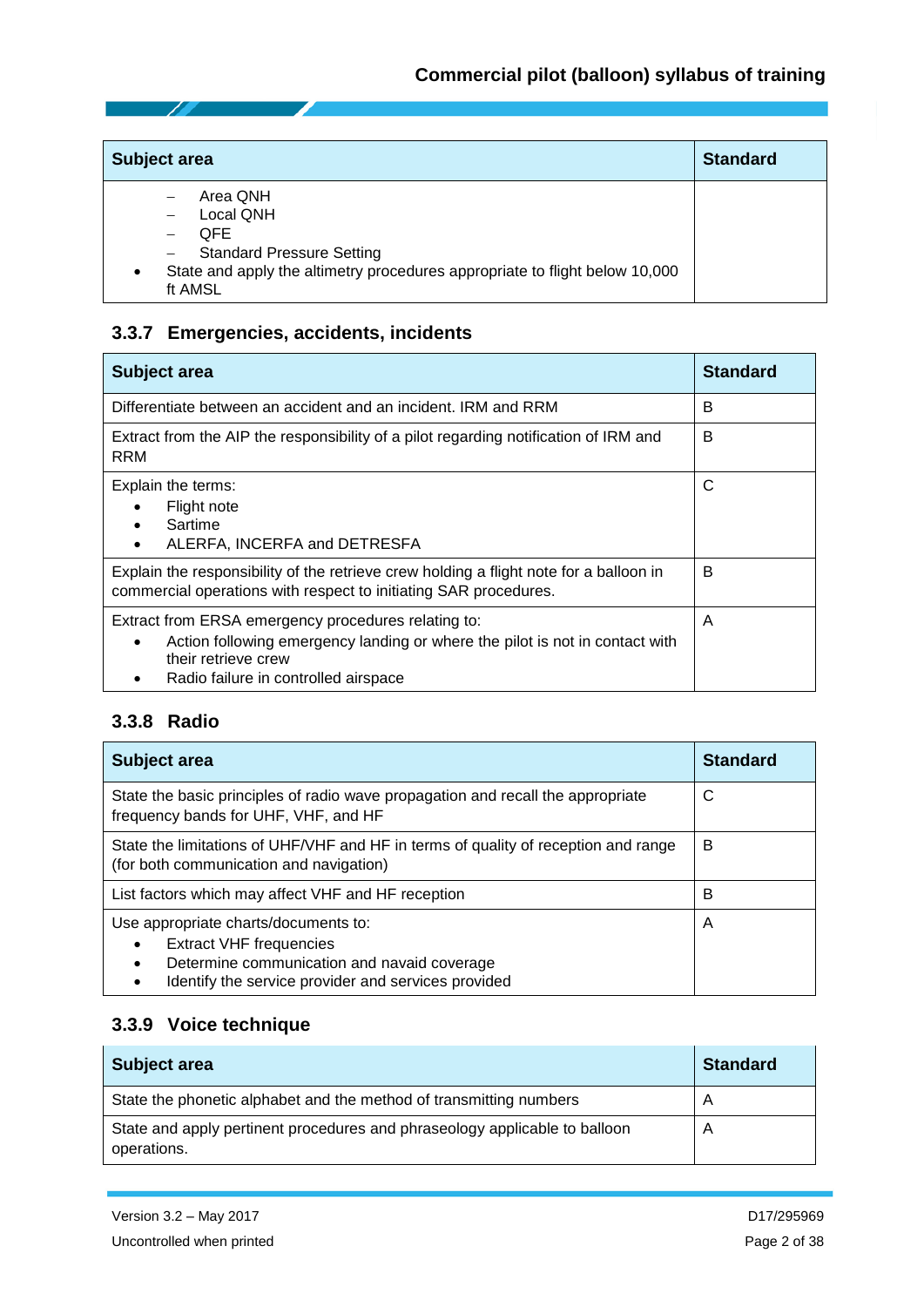| Subject area | Standard |
|---|---|
| – Area QNH<br>– Local QNH<br>– QFE<br>– Standard Pressure Setting<br>• State and apply the altimetry procedures appropriate to flight below 10,000 ft AMSL | |

### 3.3.7 Emergencies, accidents, incidents

| Subject area | Standard |
|---|---|
| Differentiate between an accident and an incident. IRM and RRM | B |
| Extract from the AIP the responsibility of a pilot regarding notification of IRM and RRM | B |
| Explain the terms:<br>• Flight note<br>• Sartime<br>• ALERFA, INCERFA and DETRESFA | C |
| Explain the responsibility of the retrieve crew holding a flight note for a balloon in commercial operations with respect to initiating SAR procedures. | B |
| Extract from ERSA emergency procedures relating to:<br>• Action following emergency landing or where the pilot is not in contact with their retrieve crew<br>• Radio failure in controlled airspace | A |

### 3.3.8 Radio

| Subject area | Standard |
|---|---|
| State the basic principles of radio wave propagation and recall the appropriate frequency bands for UHF, VHF, and HF | C |
| State the limitations of UHF/VHF and HF in terms of quality of reception and range (for both communication and navigation) | B |
| List factors which may affect VHF and HF reception | B |
| Use appropriate charts/documents to:<br>• Extract VHF frequencies<br>• Determine communication and navaid coverage<br>• Identify the service provider and services provided | A |

### 3.3.9 Voice technique

| Subject area | Standard |
|---|---|
| State the phonetic alphabet and the method of transmitting numbers | A |
| State and apply pertinent procedures and phraseology applicable to balloon operations. | A |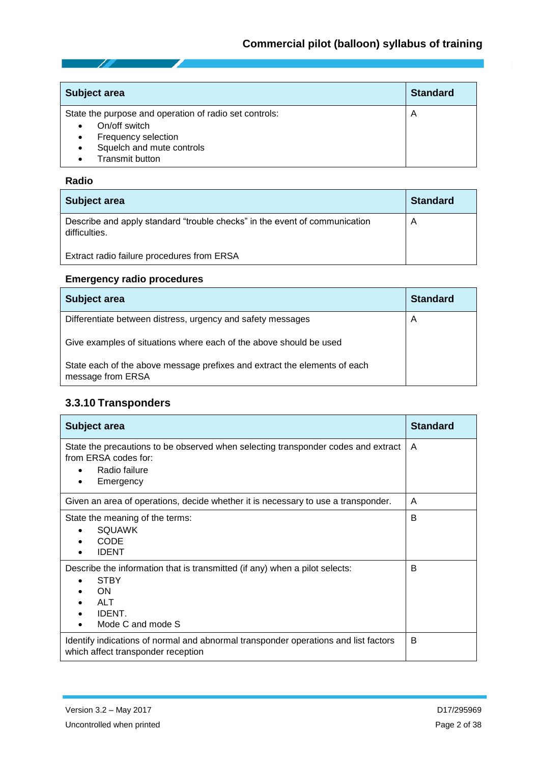| Subject area | Standard |
|---|---|
| State the purpose and operation of radio set controls:<br>• On/off switch<br>• Frequency selection<br>• Squelch and mute controls<br>• Transmit button | A |

**Radio**

| Subject area | Standard |
|---|---|
| Describe and apply standard “trouble checks” in the event of communication difficulties.<br><br>Extract radio failure procedures from ERSA | A |

**Emergency radio procedures**

| Subject area | Standard |
|---|---|
| Differentiate between distress, urgency and safety messages<br><br>Give examples of situations where each of the above should be used<br><br>State each of the above message prefixes and extract the elements of each message from ERSA | A |

### 3.3.10 Transponders

| Subject area | Standard |
|---|---|
| State the precautions to be observed when selecting transponder codes and extract from ERSA codes for:<br>• Radio failure<br>• Emergency | A |
| Given an area of operations, decide whether it is necessary to use a transponder. | A |
| State the meaning of the terms:<br>• SQUAWK<br>• CODE<br>• IDENT | B |
| Describe the information that is transmitted (if any) when a pilot selects:<br>• STBY<br>• ON<br>• ALT<br>• IDENT.<br>• Mode C and mode S | B |
| Identify indications of normal and abnormal transponder operations and list factors which affect transponder reception | B |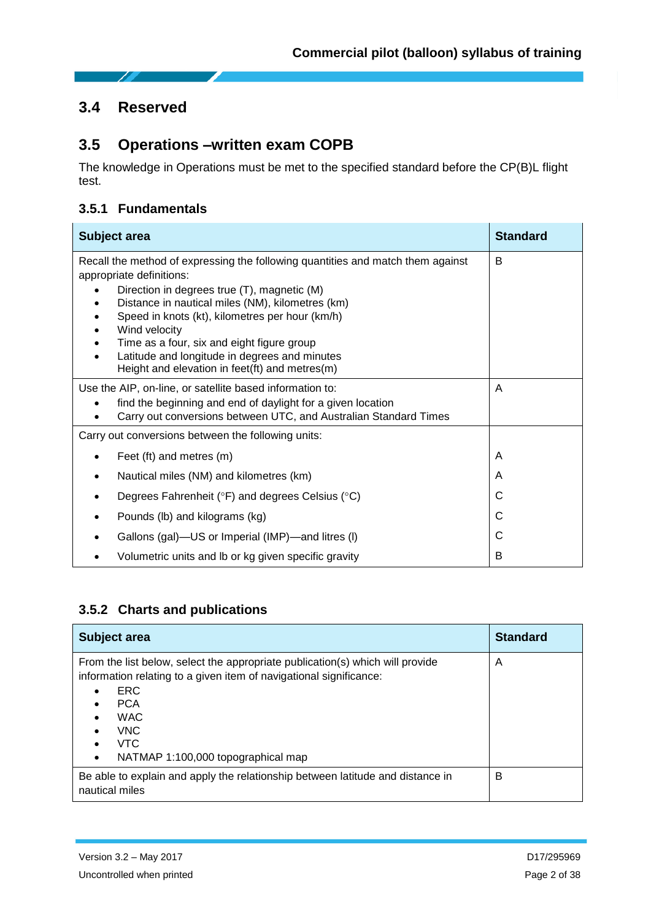## 3.4 Reserved

## 3.5 Operations –written exam COPB

The knowledge in Operations must be met to the specified standard before the CP(B)L flight test.

### 3.5.1 Fundamentals

| Subject area | Standard |
|---|---|
| Recall the method of expressing the following quantities and match them against appropriate definitions:<br>• Direction in degrees true (T), magnetic (M)<br>• Distance in nautical miles (NM), kilometres (km)<br>• Speed in knots (kt), kilometres per hour (km/h)<br>• Wind velocity<br>• Time as a four, six and eight figure group<br>• Latitude and longitude in degrees and minutes<br>Height and elevation in feet(ft) and metres(m) | B |
| Use the AIP, on-line, or satellite based information to:<br>• find the beginning and end of daylight for a given location<br>• Carry out conversions between UTC, and Australian Standard Times | A |
| Carry out conversions between the following units: | |
| • Feet (ft) and metres (m) | A |
| • Nautical miles (NM) and kilometres (km) | A |
| • Degrees Fahrenheit (°F) and degrees Celsius (°C) | C |
| • Pounds (lb) and kilograms (kg) | C |
| • Gallons (gal)—US or Imperial (IMP)—and litres (l) | C |
| • Volumetric units and lb or kg given specific gravity | B |

### 3.5.2 Charts and publications

| Subject area | Standard |
|---|---|
| From the list below, select the appropriate publication(s) which will provide information relating to a given item of navigational significance:<br>• ERC<br>• PCA<br>• WAC<br>• VNC<br>• VTC<br>• NATMAP 1:100,000 topographical map | A |
| Be able to explain and apply the relationship between latitude and distance in nautical miles | B |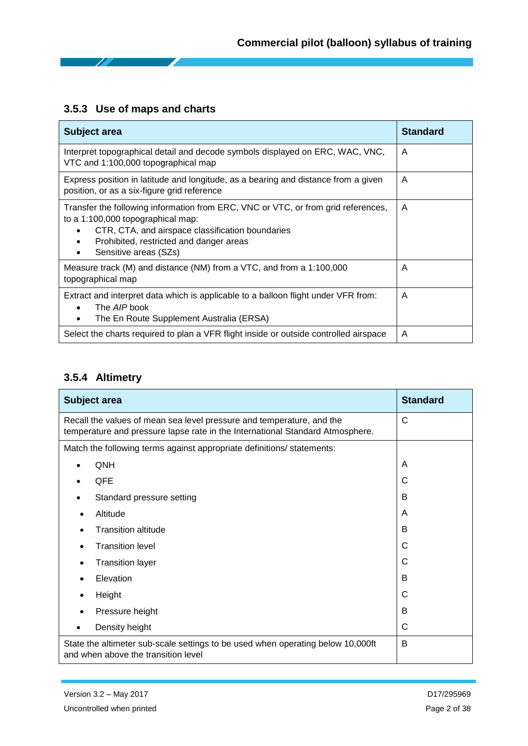### 3.5.3 Use of maps and charts

| Subject area | Standard |
|---|---|
| Interpret topographical detail and decode symbols displayed on ERC, WAC, VNC, VTC and 1:100,000 topographical map | A |
| Express position in latitude and longitude, as a bearing and distance from a given position, or as a six-figure grid reference | A |
| Transfer the following information from ERC, VNC or VTC, or from grid references, to a 1:100,000 topographical map:<br>• CTR, CTA, and airspace classification boundaries<br>• Prohibited, restricted and danger areas<br>• Sensitive areas (SZs) | A |
| Measure track (M) and distance (NM) from a VTC, and from a 1:100,000 topographical map | A |
| Extract and interpret data which is applicable to a balloon flight under VFR from:<br>• The *AIP* book<br>• The En Route Supplement Australia (ERSA) | A |
| Select the charts required to plan a VFR flight inside or outside controlled airspace | A |

### 3.5.4 Altimetry

| Subject area | Standard |
|---|---|
| Recall the values of mean sea level pressure and temperature, and the temperature and pressure lapse rate in the International Standard Atmosphere. | C |
| Match the following terms against appropriate definitions/ statements: | |
| • QNH | A |
| • QFE | C |
| • Standard pressure setting | B |
| • Altitude | A |
| • Transition altitude | B |
| • Transition level | C |
| • Transition layer | C |
| • Elevation | B |
| • Height | C |
| • Pressure height | B |
| • Density height | C |
| State the altimeter sub-scale settings to be used when operating below 10,000ft and when above the transition level | B |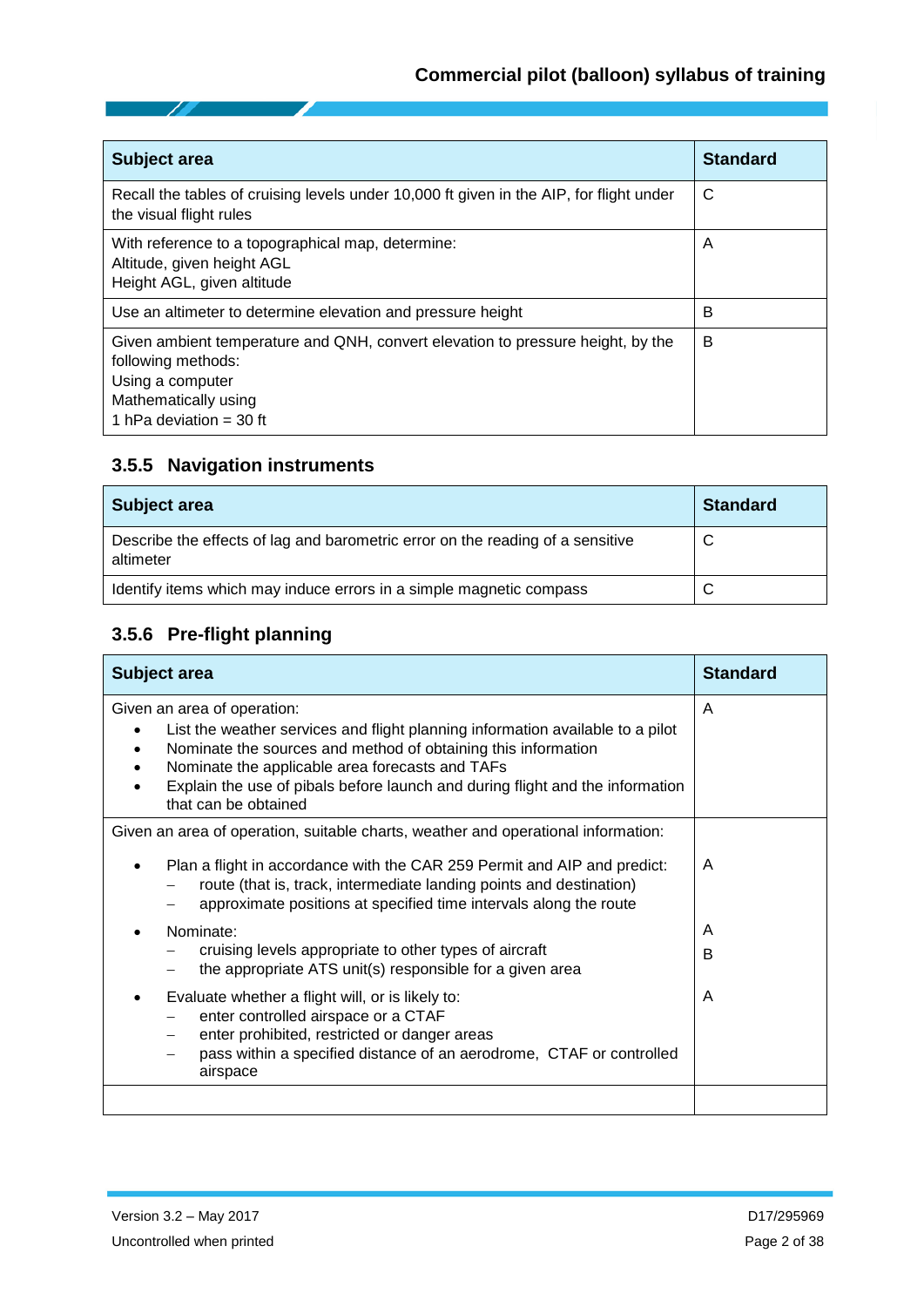| Subject area | Standard |
|---|---|
| Recall the tables of cruising levels under 10,000 ft given in the AIP, for flight under the visual flight rules | C |
| With reference to a topographical map, determine:<br>Altitude, given height AGL<br>Height AGL, given altitude | A |
| Use an altimeter to determine elevation and pressure height | B |
| Given ambient temperature and QNH, convert elevation to pressure height, by the following methods:<br>Using a computer<br>Mathematically using<br>1 hPa deviation = 30 ft | B |

### 3.5.5 Navigation instruments

| Subject area | Standard |
|---|---|
| Describe the effects of lag and barometric error on the reading of a sensitive altimeter | C |
| Identify items which may induce errors in a simple magnetic compass | C |

### 3.5.6 Pre-flight planning

| Subject area | Standard |
|---|---|
| Given an area of operation:<br>• List the weather services and flight planning information available to a pilot<br>• Nominate the sources and method of obtaining this information<br>• Nominate the applicable area forecasts and TAFs<br>• Explain the use of pibals before launch and during flight and the information that can be obtained | A |
| Given an area of operation, suitable charts, weather and operational information:<br>• Plan a flight in accordance with the CAR 259 Permit and AIP and predict:<br>– route (that is, track, intermediate landing points and destination)<br>– approximate positions at specified time intervals along the route<br>• Nominate:<br>– cruising levels appropriate to other types of aircraft<br>– the appropriate ATS unit(s) responsible for a given area<br>• Evaluate whether a flight will, or is likely to:<br>– enter controlled airspace or a CTAF<br>– enter prohibited, restricted or danger areas<br>– pass within a specified distance of an aerodrome, CTAF or controlled airspace | A<br><br><br>A<br>B<br>A |
| | |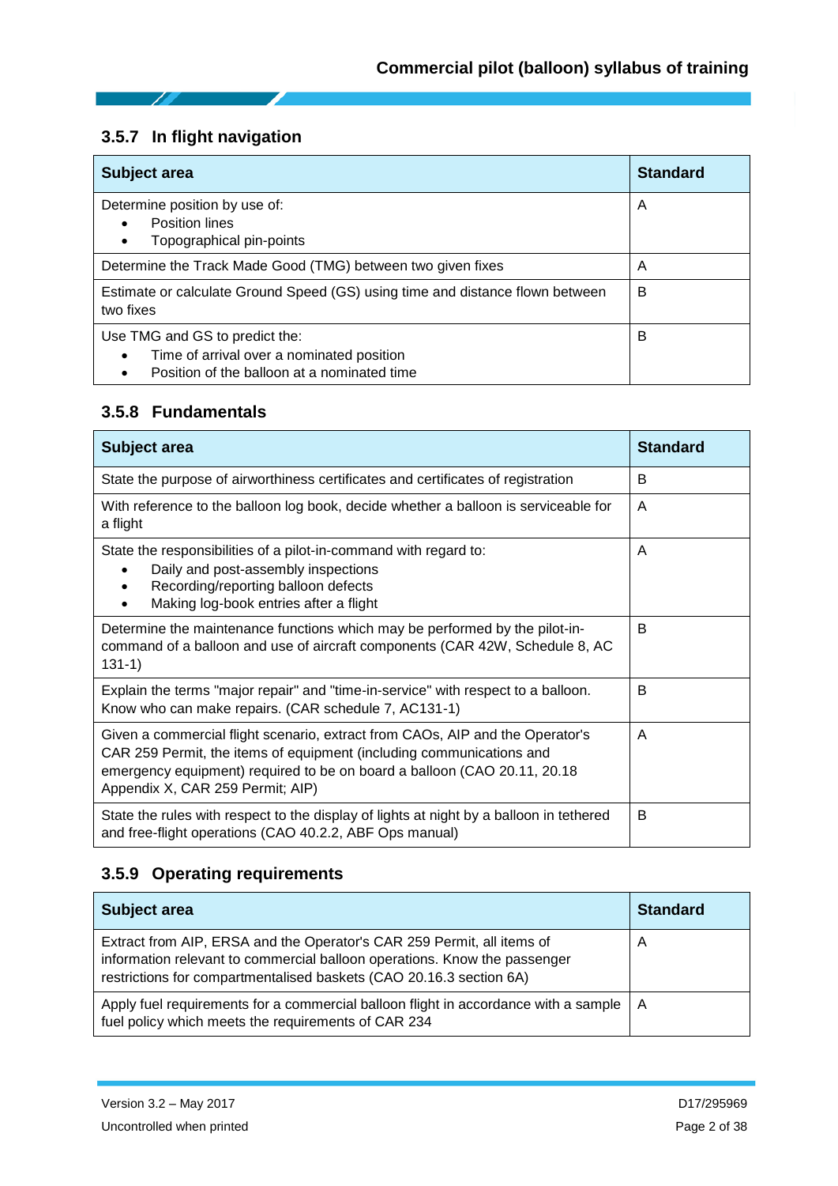### 3.5.7 In flight navigation

| Subject area | Standard |
|---|---|
| Determine position by use of: <br>• Position lines <br>• Topographical pin-points | A |
| Determine the Track Made Good (TMG) between two given fixes | A |
| Estimate or calculate Ground Speed (GS) using time and distance flown between two fixes | B |
| Use TMG and GS to predict the: <br>• Time of arrival over a nominated position <br>• Position of the balloon at a nominated time | B |

### 3.5.8 Fundamentals

| Subject area | Standard |
|---|---|
| State the purpose of airworthiness certificates and certificates of registration | B |
| With reference to the balloon log book, decide whether a balloon is serviceable for a flight | A |
| State the responsibilities of a pilot-in-command with regard to: <br>• Daily and post-assembly inspections <br>• Recording/reporting balloon defects <br>• Making log-book entries after a flight | A |
| Determine the maintenance functions which may be performed by the pilot-in-command of a balloon and use of aircraft components (CAR 42W, Schedule 8, AC 131-1) | B |
| Explain the terms "major repair" and "time-in-service" with respect to a balloon. Know who can make repairs. (CAR schedule 7, AC131-1) | B |
| Given a commercial flight scenario, extract from CAOs, AIP and the Operator's CAR 259 Permit, the items of equipment (including communications and emergency equipment) required to be on board a balloon (CAO 20.11, 20.18 Appendix X, CAR 259 Permit; AIP) | A |
| State the rules with respect to the display of lights at night by a balloon in tethered and free-flight operations (CAO 40.2.2, ABF Ops manual) | B |

### 3.5.9 Operating requirements

| Subject area | Standard |
|---|---|
| Extract from AIP, ERSA and the Operator's CAR 259 Permit, all items of information relevant to commercial balloon operations. Know the passenger restrictions for compartmentalised baskets (CAO 20.16.3 section 6A) | A |
| Apply fuel requirements for a commercial balloon flight in accordance with a sample fuel policy which meets the requirements of CAR 234 | A |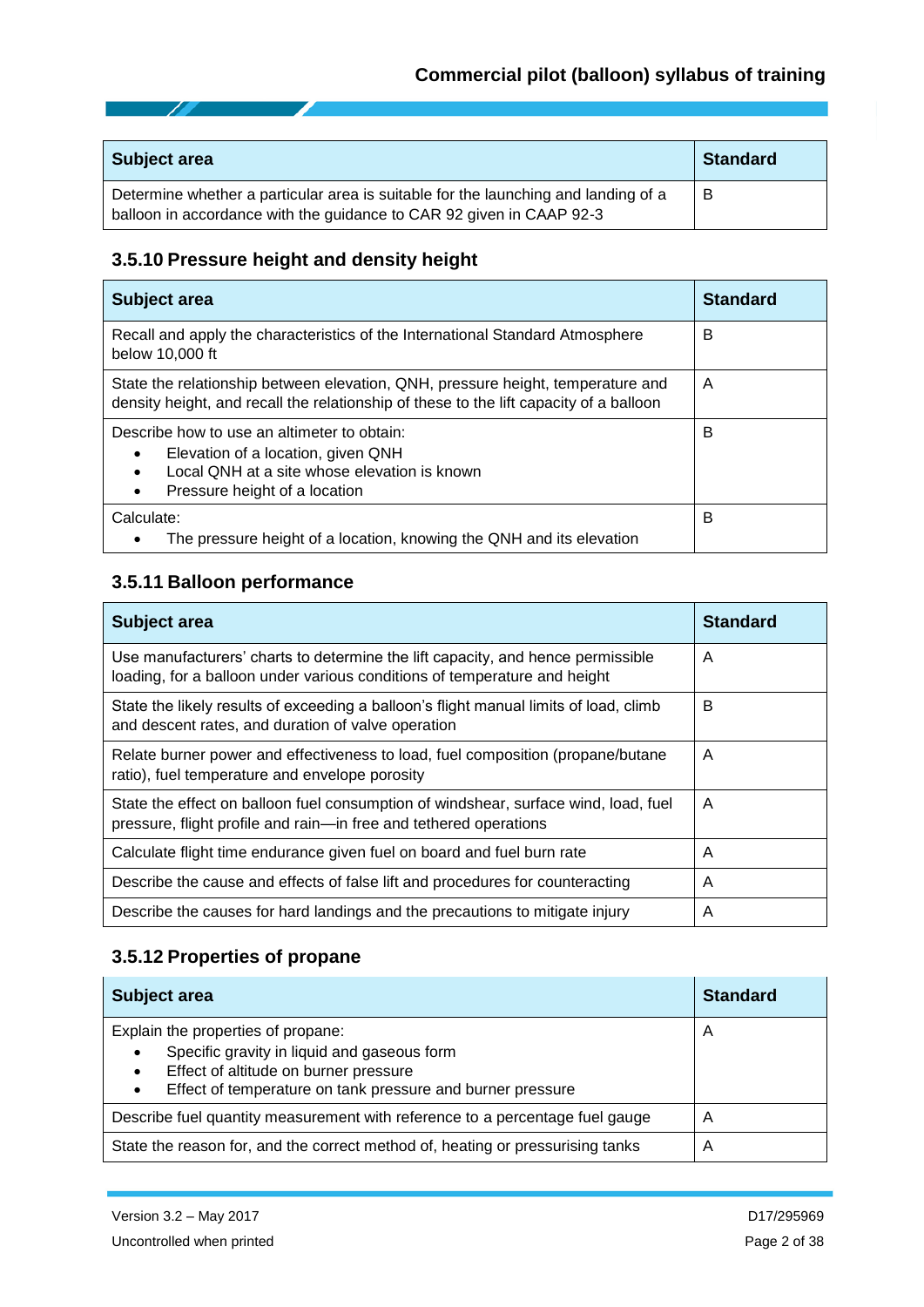| Subject area | Standard |
|---|---|
| Determine whether a particular area is suitable for the launching and landing of a balloon in accordance with the guidance to CAR 92 given in CAAP 92-3 | B |

### 3.5.10 Pressure height and density height

| Subject area | Standard |
|---|---|
| Recall and apply the characteristics of the International Standard Atmosphere below 10,000 ft | B |
| State the relationship between elevation, QNH, pressure height, temperature and density height, and recall the relationship of these to the lift capacity of a balloon | A |
| Describe how to use an altimeter to obtain:<br>• Elevation of a location, given QNH<br>• Local QNH at a site whose elevation is known<br>• Pressure height of a location | B |
| Calculate:<br>• The pressure height of a location, knowing the QNH and its elevation | B |

### 3.5.11 Balloon performance

| Subject area | Standard |
|---|---|
| Use manufacturers' charts to determine the lift capacity, and hence permissible loading, for a balloon under various conditions of temperature and height | A |
| State the likely results of exceeding a balloon's flight manual limits of load, climb and descent rates, and duration of valve operation | B |
| Relate burner power and effectiveness to load, fuel composition (propane/butane ratio), fuel temperature and envelope porosity | A |
| State the effect on balloon fuel consumption of windshear, surface wind, load, fuel pressure, flight profile and rain—in free and tethered operations | A |
| Calculate flight time endurance given fuel on board and fuel burn rate | A |
| Describe the cause and effects of false lift and procedures for counteracting | A |
| Describe the causes for hard landings and the precautions to mitigate injury | A |

### 3.5.12 Properties of propane

| Subject area | Standard |
|---|---|
| Explain the properties of propane:<br>• Specific gravity in liquid and gaseous form<br>• Effect of altitude on burner pressure<br>• Effect of temperature on tank pressure and burner pressure | A |
| Describe fuel quantity measurement with reference to a percentage fuel gauge | A |
| State the reason for, and the correct method of, heating or pressurising tanks | A |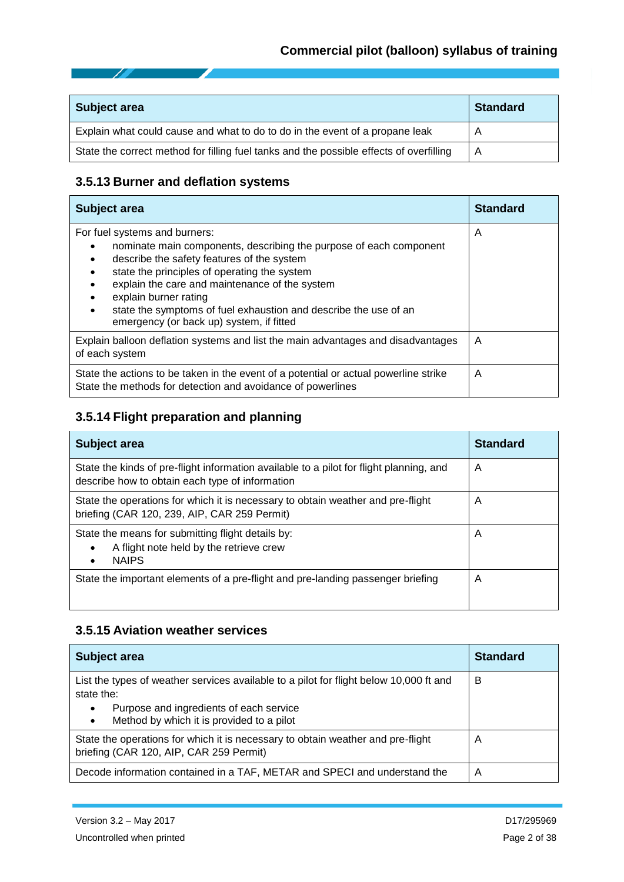| Subject area | Standard |
|---|---|
| Explain what could cause and what to do to do in the event of a propane leak | A |
| State the correct method for filling fuel tanks and the possible effects of overfilling | A |

### 3.5.13 Burner and deflation systems

| Subject area | Standard |
|---|---|
| For fuel systems and burners:<br>• nominate main components, describing the purpose of each component<br>• describe the safety features of the system<br>• state the principles of operating the system<br>• explain the care and maintenance of the system<br>• explain burner rating<br>• state the symptoms of fuel exhaustion and describe the use of an emergency (or back up) system, if fitted | A |
| Explain balloon deflation systems and list the main advantages and disadvantages of each system | A |
| State the actions to be taken in the event of a potential or actual powerline strike<br>State the methods for detection and avoidance of powerlines | A |

### 3.5.14 Flight preparation and planning

| Subject area | Standard |
|---|---|
| State the kinds of pre-flight information available to a pilot for flight planning, and describe how to obtain each type of information | A |
| State the operations for which it is necessary to obtain weather and pre-flight briefing (CAR 120, 239, AIP, CAR 259 Permit) | A |
| State the means for submitting flight details by:<br>• A flight note held by the retrieve crew<br>• NAIPS | A |
| State the important elements of a pre-flight and pre-landing passenger briefing | A |

### 3.5.15 Aviation weather services

| Subject area | Standard |
|---|---|
| List the types of weather services available to a pilot for flight below 10,000 ft and state the:<br>• Purpose and ingredients of each service<br>• Method by which it is provided to a pilot | B |
| State the operations for which it is necessary to obtain weather and pre-flight briefing (CAR 120, AIP, CAR 259 Permit) | A |
| Decode information contained in a TAF, METAR and SPECI and understand the | A |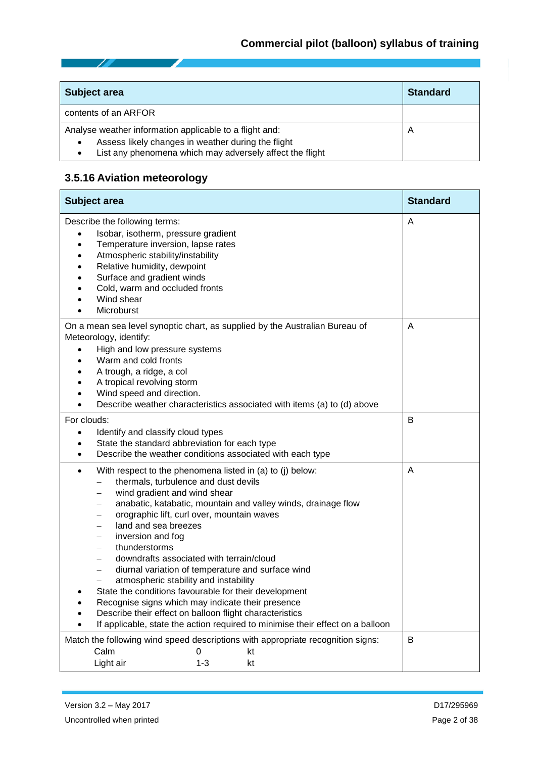| Subject area | Standard |
|---|---|
| contents of an ARFOR | |
| Analyse weather information applicable to a flight and:<br>• Assess likely changes in weather during the flight<br>• List any phenomena which may adversely affect the flight | A |

### 3.5.16 Aviation meteorology

| Subject area | Standard |
|---|---|
| Describe the following terms:<br>• Isobar, isotherm, pressure gradient<br>• Temperature inversion, lapse rates<br>• Atmospheric stability/instability<br>• Relative humidity, dewpoint<br>• Surface and gradient winds<br>• Cold, warm and occluded fronts<br>• Wind shear<br>• Microburst | A |
| On a mean sea level synoptic chart, as supplied by the Australian Bureau of Meteorology, identify:<br>• High and low pressure systems<br>• Warm and cold fronts<br>• A trough, a ridge, a col<br>• A tropical revolving storm<br>• Wind speed and direction.<br>• Describe weather characteristics associated with items (a) to (d) above | A |
| For clouds:<br>• Identify and classify cloud types<br>• State the standard abbreviation for each type<br>• Describe the weather conditions associated with each type | B |
| • With respect to the phenomena listed in (a) to (j) below:<br>– thermals, turbulence and dust devils<br>– wind gradient and wind shear<br>– anabatic, katabatic, mountain and valley winds, drainage flow<br>– orographic lift, curl over, mountain waves<br>– land and sea breezes<br>– inversion and fog<br>– thunderstorms<br>– downdrafts associated with terrain/cloud<br>– diurnal variation of temperature and surface wind<br>– atmospheric stability and instability<br>• State the conditions favourable for their development<br>• Recognise signs which may indicate their presence<br>• Describe their effect on balloon flight characteristics<br>• If applicable, state the action required to minimise their effect on a balloon | A |
| Match the following wind speed descriptions with appropriate recognition signs:<br>Calm 0 kt<br>Light air 1-3 kt | B |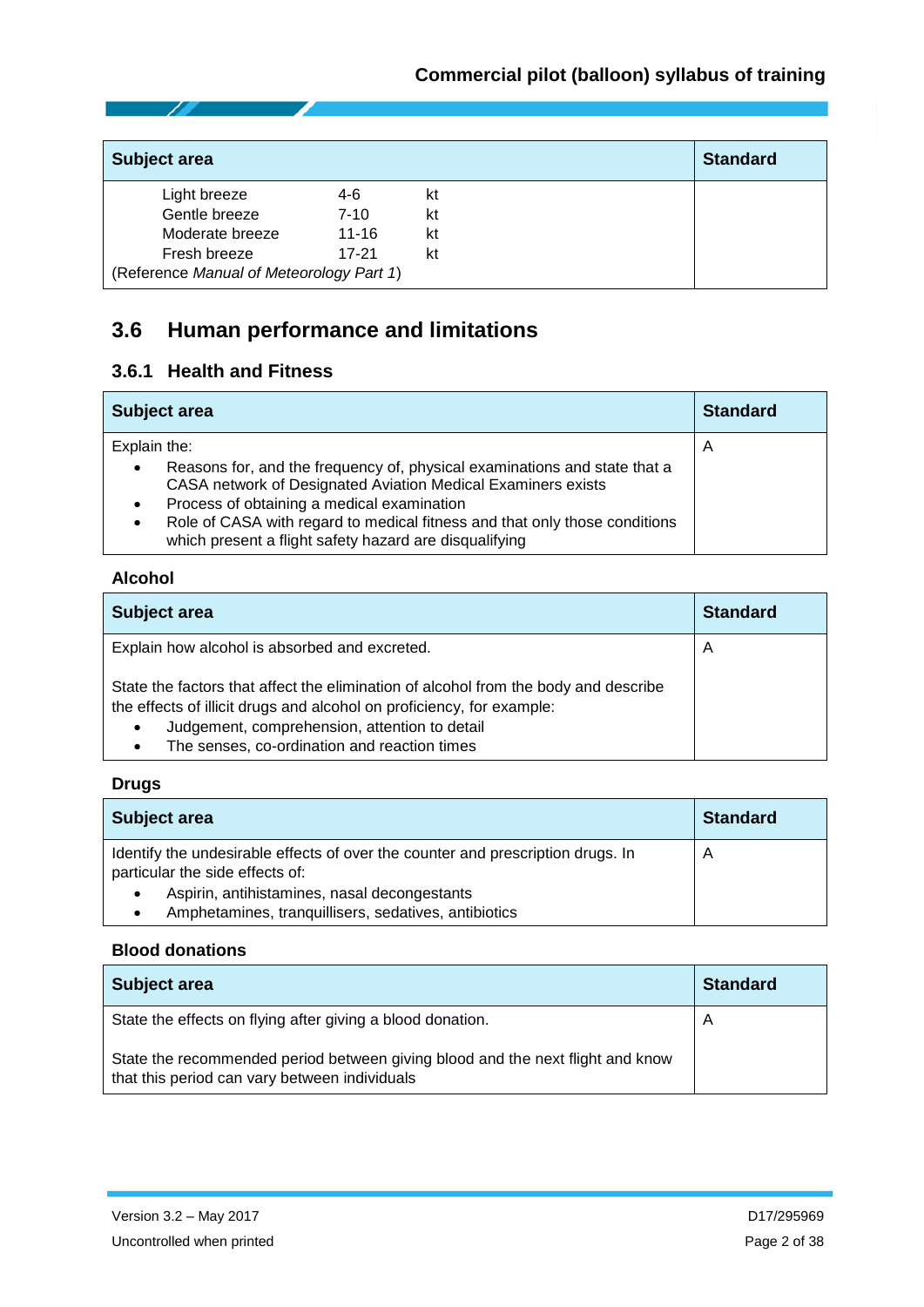| Subject area | | | Standard |
|---|---|---|---|
| Light breeze | 4-6 | kt | |
| Gentle breeze | 7-10 | kt | |
| Moderate breeze | 11-16 | kt | |
| Fresh breeze | 17-21 | kt | |
| (Reference *Manual of Meteorology Part 1*) | | | |

## 3.6 Human performance and limitations

### 3.6.1 Health and Fitness

| Subject area | Standard |
|---|---|
| Explain the:<br>• Reasons for, and the frequency of, physical examinations and state that a CASA network of Designated Aviation Medical Examiners exists<br>• Process of obtaining a medical examination<br>• Role of CASA with regard to medical fitness and that only those conditions which present a flight safety hazard are disqualifying | A |

#### Alcohol

| Subject area | Standard |
|---|---|
| Explain how alcohol is absorbed and excreted.<br><br>State the factors that affect the elimination of alcohol from the body and describe the effects of illicit drugs and alcohol on proficiency, for example:<br>• Judgement, comprehension, attention to detail<br>• The senses, co-ordination and reaction times | A |

#### Drugs

| Subject area | Standard |
|---|---|
| Identify the undesirable effects of over the counter and prescription drugs. In particular the side effects of:<br>• Aspirin, antihistamines, nasal decongestants<br>• Amphetamines, tranquillisers, sedatives, antibiotics | A |

#### Blood donations

| Subject area | Standard |
|---|---|
| State the effects on flying after giving a blood donation.<br><br>State the recommended period between giving blood and the next flight and know that this period can vary between individuals | A |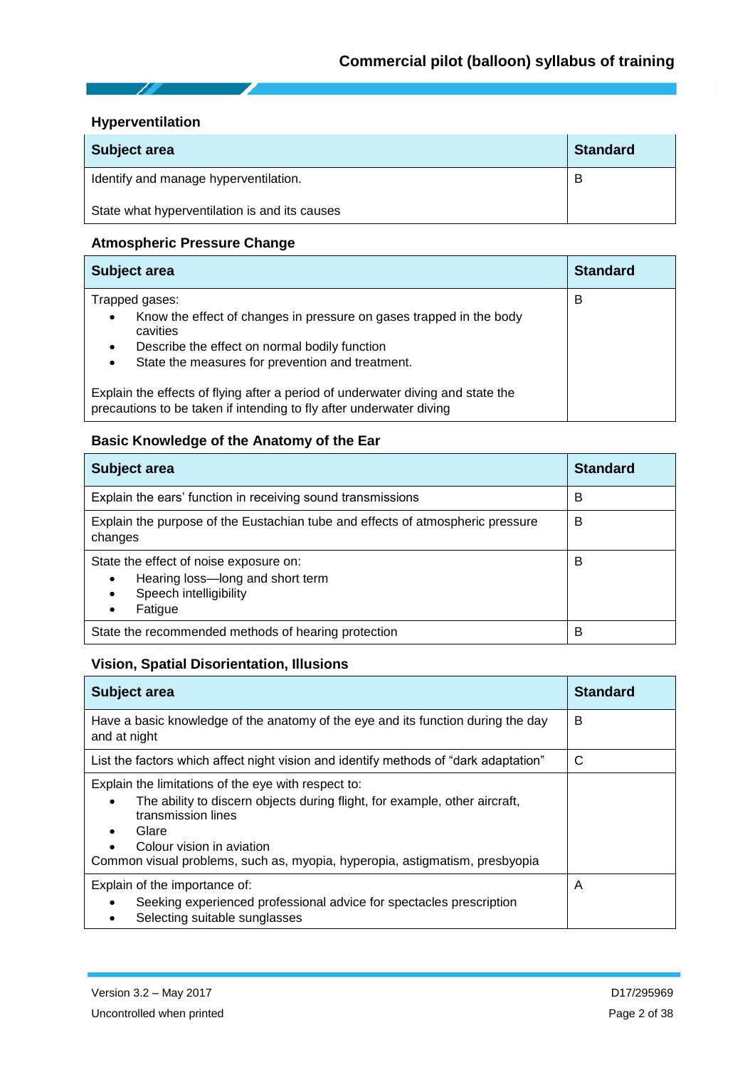### Hyperventilation

| Subject area | Standard |
|---|---|
| Identify and manage hyperventilation.<br><br>State what hyperventilation is and its causes | B |

### Atmospheric Pressure Change

| Subject area | Standard |
|---|---|
| Trapped gases:<br>• Know the effect of changes in pressure on gases trapped in the body cavities<br>• Describe the effect on normal bodily function<br>• State the measures for prevention and treatment.<br><br>Explain the effects of flying after a period of underwater diving and state the precautions to be taken if intending to fly after underwater diving | B |

### Basic Knowledge of the Anatomy of the Ear

| Subject area | Standard |
|---|---|
| Explain the ears' function in receiving sound transmissions | B |
| Explain the purpose of the Eustachian tube and effects of atmospheric pressure changes | B |
| State the effect of noise exposure on:<br>• Hearing loss—long and short term<br>• Speech intelligibility<br>• Fatigue | B |
| State the recommended methods of hearing protection | B |

### Vision, Spatial Disorientation, Illusions

| Subject area | Standard |
|---|---|
| Have a basic knowledge of the anatomy of the eye and its function during the day and at night | B |
| List the factors which affect night vision and identify methods of "dark adaptation" | C |
| Explain the limitations of the eye with respect to:<br>• The ability to discern objects during flight, for example, other aircraft, transmission lines<br>• Glare<br>• Colour vision in aviation<br>Common visual problems, such as, myopia, hyperopia, astigmatism, presbyopia | |
| Explain of the importance of:<br>• Seeking experienced professional advice for spectacles prescription<br>• Selecting suitable sunglasses | A |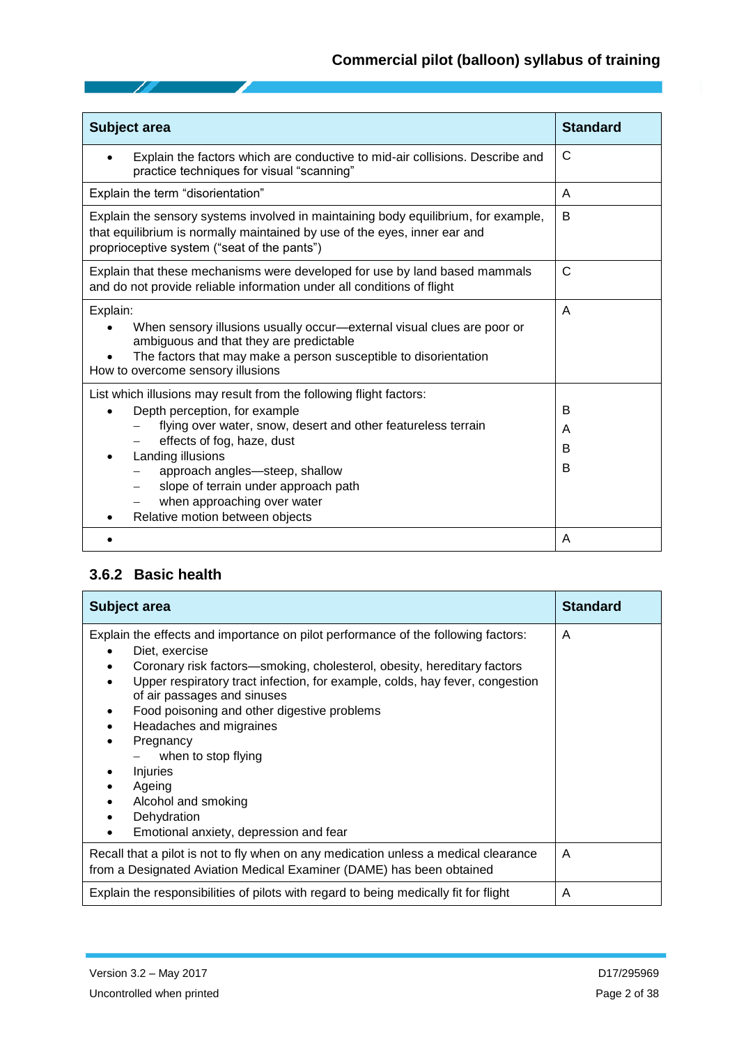| Subject area | Standard |
|---|---|
| • Explain the factors which are conductive to mid-air collisions. Describe and practice techniques for visual "scanning" | C |
| Explain the term "disorientation" | A |
| Explain the sensory systems involved in maintaining body equilibrium, for example, that equilibrium is normally maintained by use of the eyes, inner ear and proprioceptive system ("seat of the pants") | B |
| Explain that these mechanisms were developed for use by land based mammals and do not provide reliable information under all conditions of flight | C |
| Explain:<br>• When sensory illusions usually occur—external visual clues are poor or ambiguous and that they are predictable<br>• The factors that may make a person susceptible to disorientation<br>How to overcome sensory illusions | A |
| List which illusions may result from the following flight factors:<br>• Depth perception, for example<br>  – flying over water, snow, desert and other featureless terrain<br>  – effects of fog, haze, dust<br>• Landing illusions<br>  – approach angles—steep, shallow<br>  – slope of terrain under approach path<br>  – when approaching over water<br>• Relative motion between objects | <br>B<br>A<br>B<br>B |
| • | A |

### 3.6.2 Basic health

| Subject area | Standard |
|---|---|
| Explain the effects and importance on pilot performance of the following factors:<br>• Diet, exercise<br>• Coronary risk factors—smoking, cholesterol, obesity, hereditary factors<br>• Upper respiratory tract infection, for example, colds, hay fever, congestion of air passages and sinuses<br>• Food poisoning and other digestive problems<br>• Headaches and migraines<br>• Pregnancy<br>  – when to stop flying<br>• Injuries<br>• Ageing<br>• Alcohol and smoking<br>• Dehydration<br>• Emotional anxiety, depression and fear | A |
| Recall that a pilot is not to fly when on any medication unless a medical clearance from a Designated Aviation Medical Examiner (DAME) has been obtained | A |
| Explain the responsibilities of pilots with regard to being medically fit for flight | A |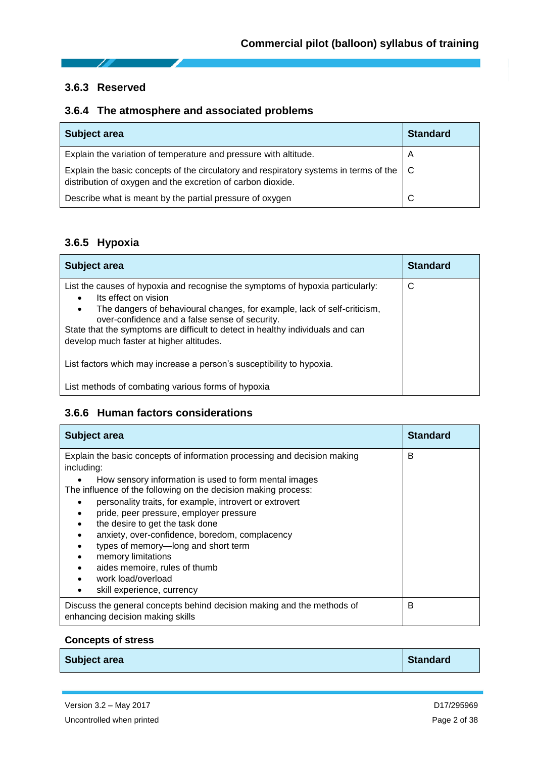### 3.6.3 Reserved

### 3.6.4 The atmosphere and associated problems

| Subject area | Standard |
|---|---|
| Explain the variation of temperature and pressure with altitude. | A |
| Explain the basic concepts of the circulatory and respiratory systems in terms of the distribution of oxygen and the excretion of carbon dioxide. | C |
| Describe what is meant by the partial pressure of oxygen | C |

### 3.6.5 Hypoxia

| Subject area | Standard |
|---|---|
| List the causes of hypoxia and recognise the symptoms of hypoxia particularly:<br>• Its effect on vision<br>• The dangers of behavioural changes, for example, lack of self-criticism, over-confidence and a false sense of security.<br>State that the symptoms are difficult to detect in healthy individuals and can develop much faster at higher altitudes.<br><br>List factors which may increase a person's susceptibility to hypoxia.<br><br>List methods of combating various forms of hypoxia | C |

### 3.6.6 Human factors considerations

| Subject area | Standard |
|---|---|
| Explain the basic concepts of information processing and decision making including:<br>• How sensory information is used to form mental images<br>The influence of the following on the decision making process:<br>• personality traits, for example, introvert or extrovert<br>• pride, peer pressure, employer pressure<br>• the desire to get the task done<br>• anxiety, over-confidence, boredom, complacency<br>• types of memory—long and short term<br>• memory limitations<br>• aides memoire, rules of thumb<br>• work load/overload<br>• skill experience, currency | B |
| Discuss the general concepts behind decision making and the methods of enhancing decision making skills | B |

**Concepts of stress**

| Subject area | Standard |
|---|---|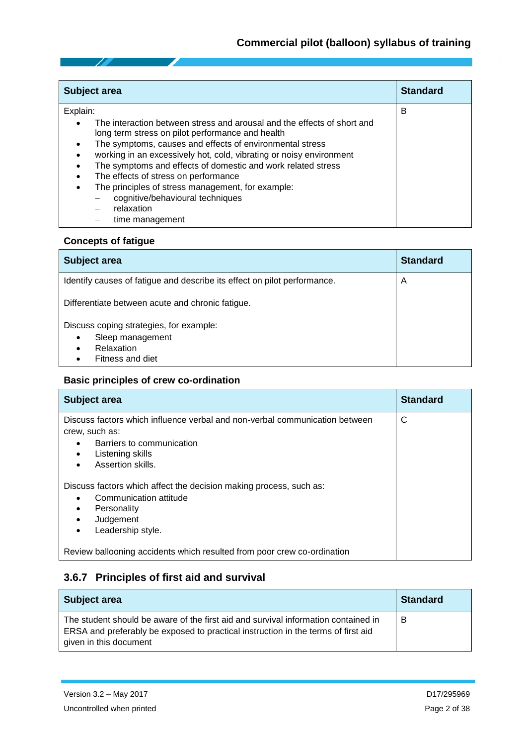| Subject area | Standard |
|---|---|
| Explain:<br>• The interaction between stress and arousal and the effects of short and long term stress on pilot performance and health<br>• The symptoms, causes and effects of environmental stress<br>• working in an excessively hot, cold, vibrating or noisy environment<br>• The symptoms and effects of domestic and work related stress<br>• The effects of stress on performance<br>• The principles of stress management, for example:<br>  – cognitive/behavioural techniques<br>  – relaxation<br>  – time management | B |

**Concepts of fatigue**

| Subject area | Standard |
|---|---|
| Identify causes of fatigue and describe its effect on pilot performance.<br><br>Differentiate between acute and chronic fatigue.<br><br>Discuss coping strategies, for example:<br>• Sleep management<br>• Relaxation<br>• Fitness and diet | A |

**Basic principles of crew co-ordination**

| Subject area | Standard |
|---|---|
| Discuss factors which influence verbal and non-verbal communication between crew, such as:<br>• Barriers to communication<br>• Listening skills<br>• Assertion skills.<br><br>Discuss factors which affect the decision making process, such as:<br>• Communication attitude<br>• Personality<br>• Judgement<br>• Leadership style.<br><br>Review ballooning accidents which resulted from poor crew co-ordination | C |

## 3.6.7 Principles of first aid and survival

| Subject area | Standard |
|---|---|
| The student should be aware of the first aid and survival information contained in ERSA and preferably be exposed to practical instruction in the terms of first aid given in this document | B |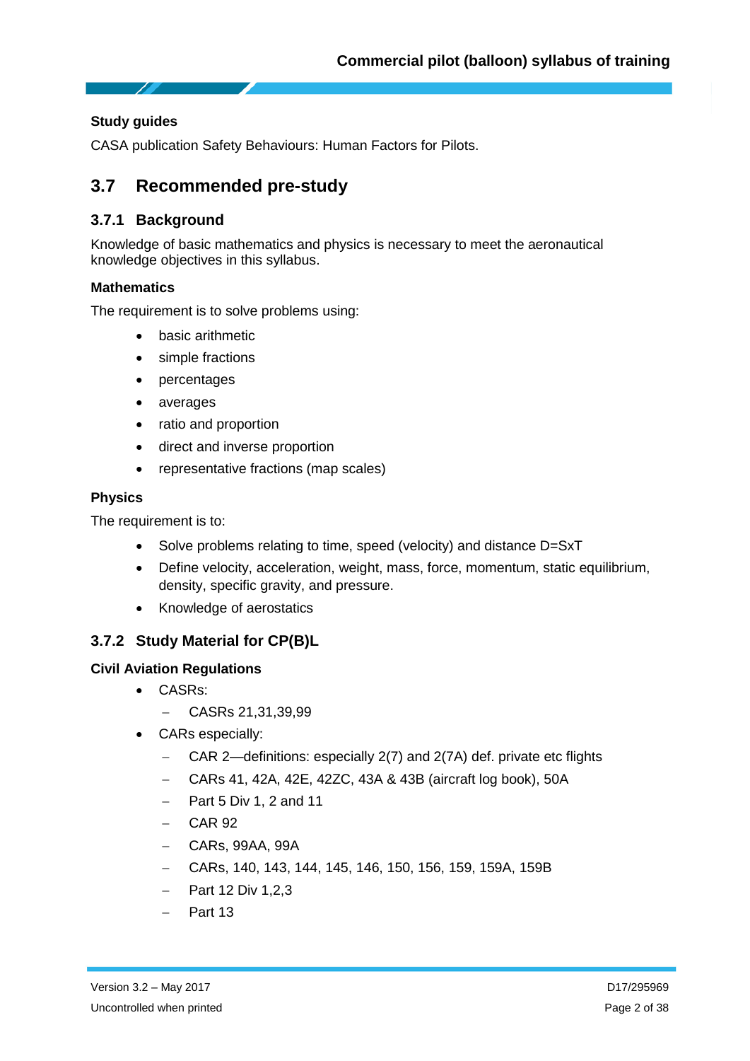**Study guides**

CASA publication Safety Behaviours: Human Factors for Pilots.

## 3.7 Recommended pre-study

### 3.7.1 Background

Knowledge of basic mathematics and physics is necessary to meet the aeronautical knowledge objectives in this syllabus.

**Mathematics**

The requirement is to solve problems using:

- basic arithmetic
- simple fractions
- percentages
- averages
- ratio and proportion
- direct and inverse proportion
- representative fractions (map scales)

**Physics**

The requirement is to:

- Solve problems relating to time, speed (velocity) and distance D=SxT
- Define velocity, acceleration, weight, mass, force, momentum, static equilibrium, density, specific gravity, and pressure.
- Knowledge of aerostatics

### 3.7.2 Study Material for CP(B)L

**Civil Aviation Regulations**

- CASRs:
  - CASRs 21,31,39,99
- CARs especially:
  - CAR 2—definitions: especially 2(7) and 2(7A) def. private etc flights
  - CARs 41, 42A, 42E, 42ZC, 43A & 43B (aircraft log book), 50A
  - Part 5 Div 1, 2 and 11
  - CAR 92
  - CARs, 99AA, 99A
  - CARs, 140, 143, 144, 145, 146, 150, 156, 159, 159A, 159B
  - Part 12 Div 1,2,3
  - Part 13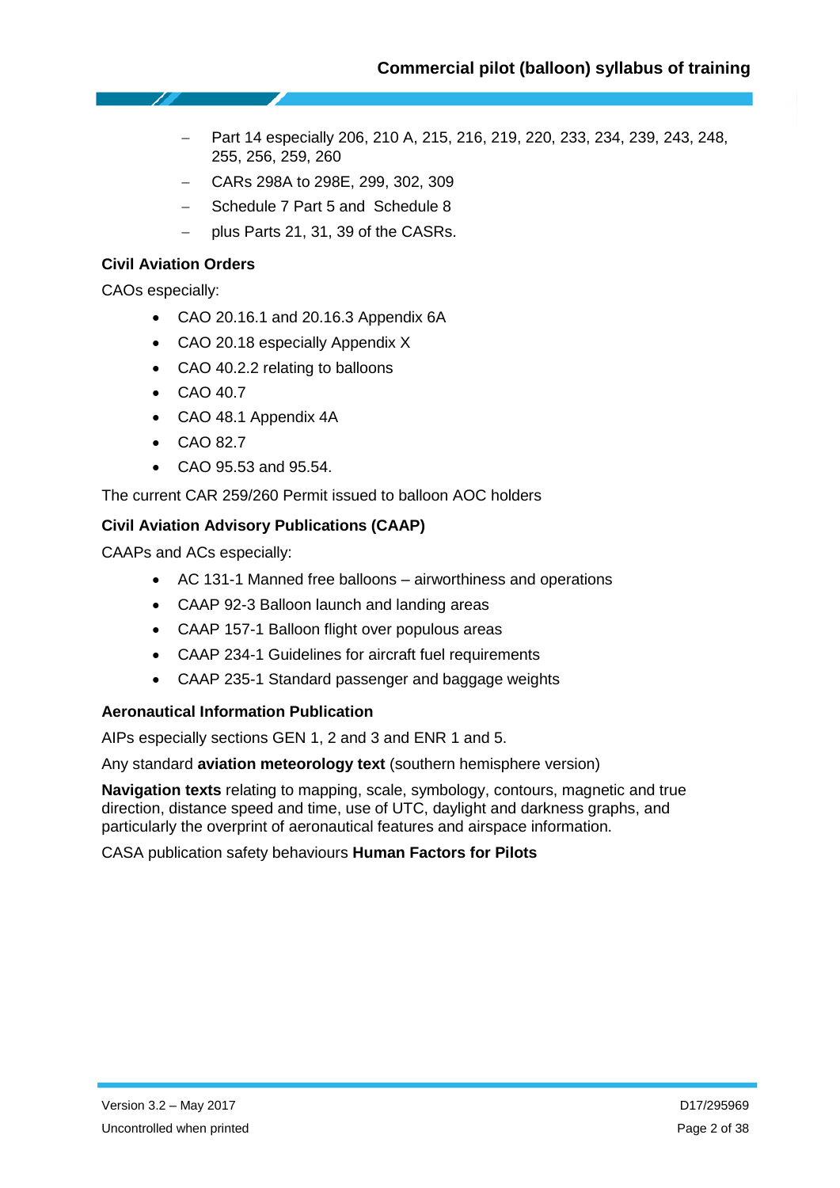- Part 14 especially 206, 210 A, 215, 216, 219, 220, 233, 234, 239, 243, 248, 255, 256, 259, 260
- CARs 298A to 298E, 299, 302, 309
- Schedule 7 Part 5 and Schedule 8
- plus Parts 21, 31, 39 of the CASRs.

**Civil Aviation Orders**

CAOs especially:

- CAO 20.16.1 and 20.16.3 Appendix 6A
- CAO 20.18 especially Appendix X
- CAO 40.2.2 relating to balloons
- CAO 40.7
- CAO 48.1 Appendix 4A
- CAO 82.7
- CAO 95.53 and 95.54.

The current CAR 259/260 Permit issued to balloon AOC holders

**Civil Aviation Advisory Publications (CAAP)**

CAAPs and ACs especially:

- AC 131-1 Manned free balloons – airworthiness and operations
- CAAP 92-3 Balloon launch and landing areas
- CAAP 157-1 Balloon flight over populous areas
- CAAP 234-1 Guidelines for aircraft fuel requirements
- CAAP 235-1 Standard passenger and baggage weights

**Aeronautical Information Publication**

AIPs especially sections GEN 1, 2 and 3 and ENR 1 and 5.

Any standard **aviation meteorology text** (southern hemisphere version)

**Navigation texts** relating to mapping, scale, symbology, contours, magnetic and true direction, distance speed and time, use of UTC, daylight and darkness graphs, and particularly the overprint of aeronautical features and airspace information.

CASA publication safety behaviours **Human Factors for Pilots**